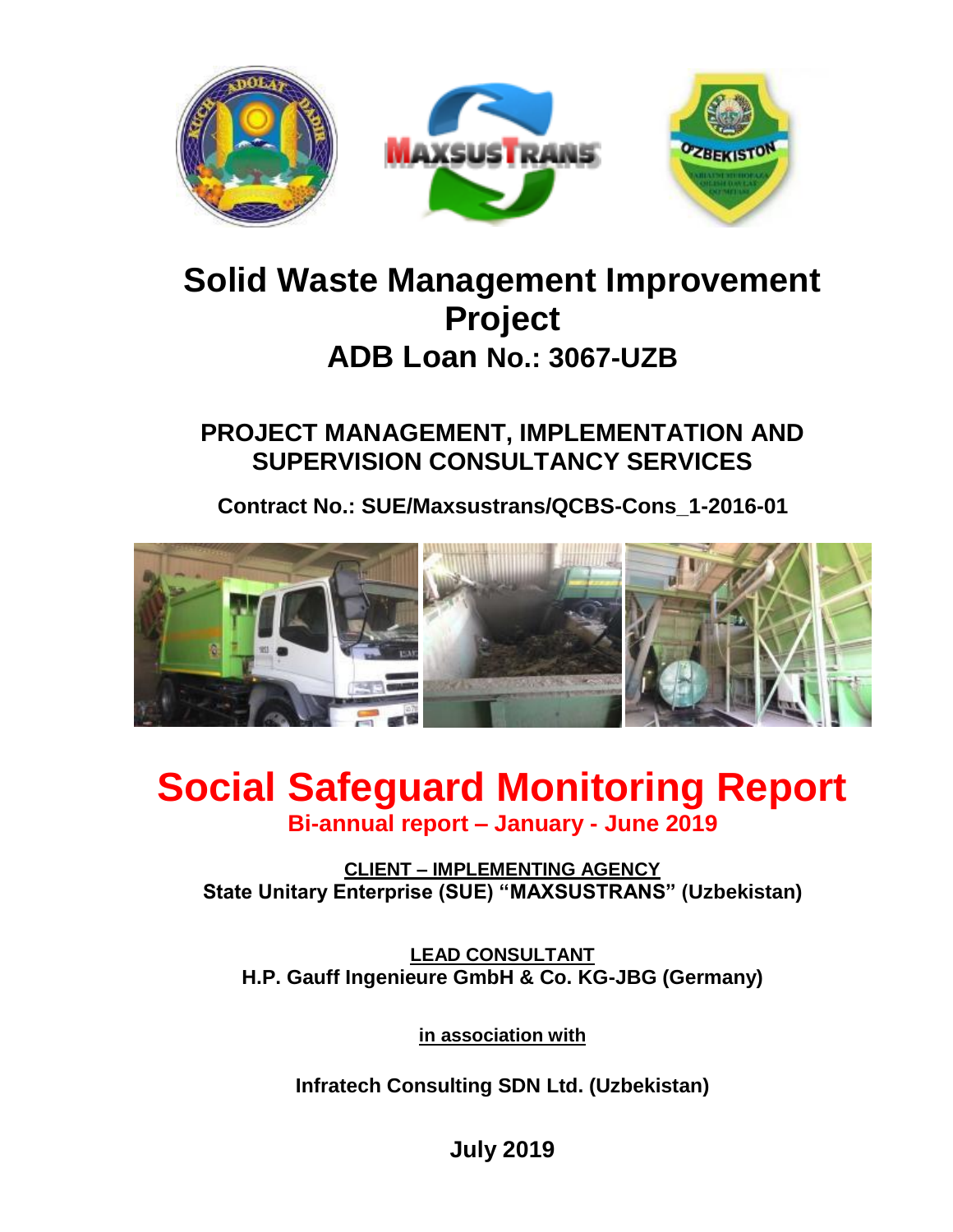# Solid Waste Management Improvement Project

## ADB Loan No.: 3067-UZB

### PROJECT MANAGEMENT, IMPLEMENTATION AND SUPERVISION CONSULTANCY SERVICES

**Contract No.: SUE/Maxsustrans/QCBS-Cons_1-2016-01**

# Social Safeguard Monitoring Report

**Bi-annual report – January - June 2019**

**CLIENT – IMPLEMENTING AGENCY**
**State Unitary Enterprise (SUE) "MAXSUSTRANS" (Uzbekistan)**

**LEAD CONSULTANT**
**H.P. Gauff Ingenieure GmbH & Co. KG-JBG (Germany)**

**in association with**

**Infratech Consulting SDN Ltd. (Uzbekistan)**

**July 2019**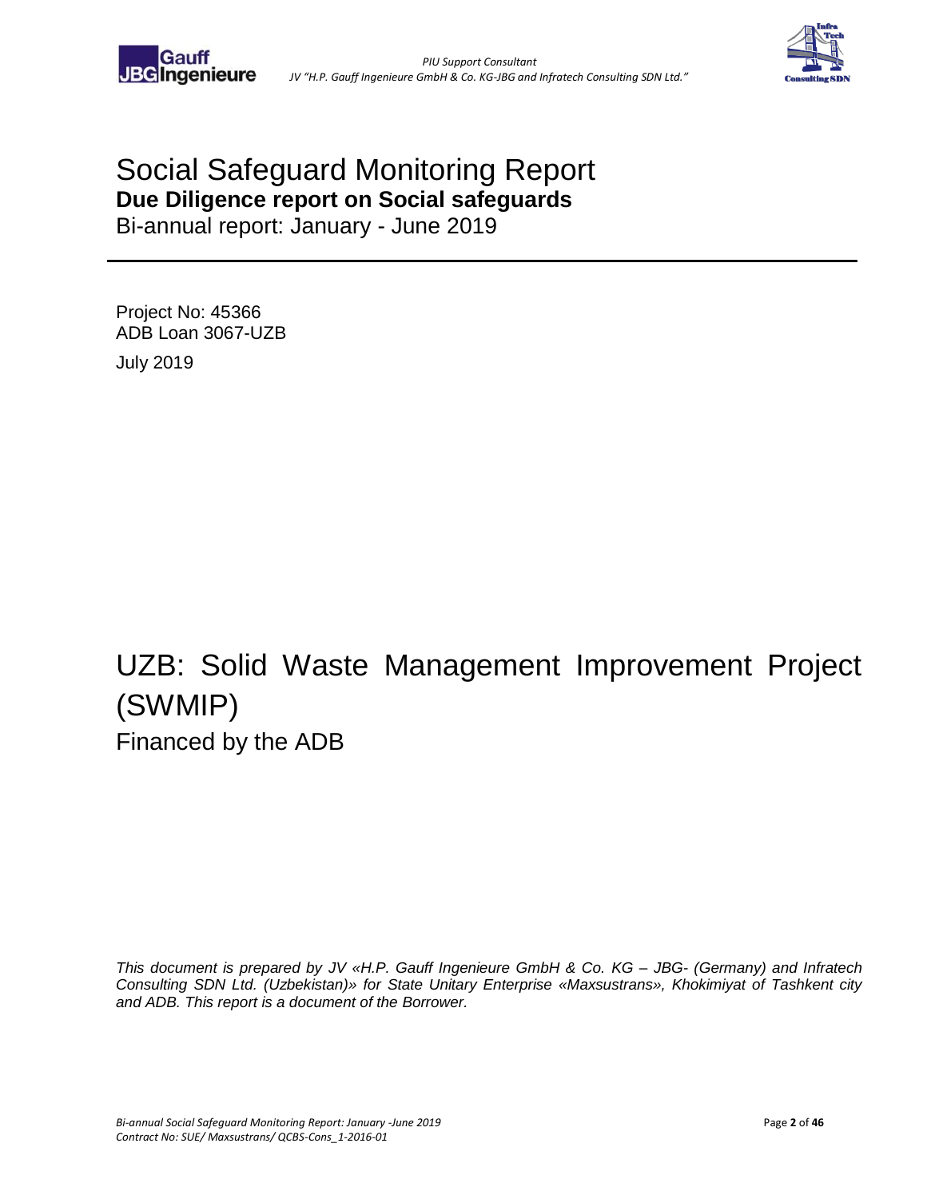# Social Safeguard Monitoring Report

**Due Diligence report on Social safeguards**

Bi-annual report: January - June 2019

---

Project No: 45366

ADB Loan 3067-UZB

July 2019

# UZB: Solid Waste Management Improvement Project (SWMIP)

Financed by the ADB

*This document is prepared by JV «H.P. Gauff Ingenieure GmbH & Co. KG – JBG- (Germany) and Infratech Consulting SDN Ltd. (Uzbekistan)» for State Unitary Enterprise «Maxsustrans», Khokimiyat of Tashkent city and ADB. This report is a document of the Borrower.*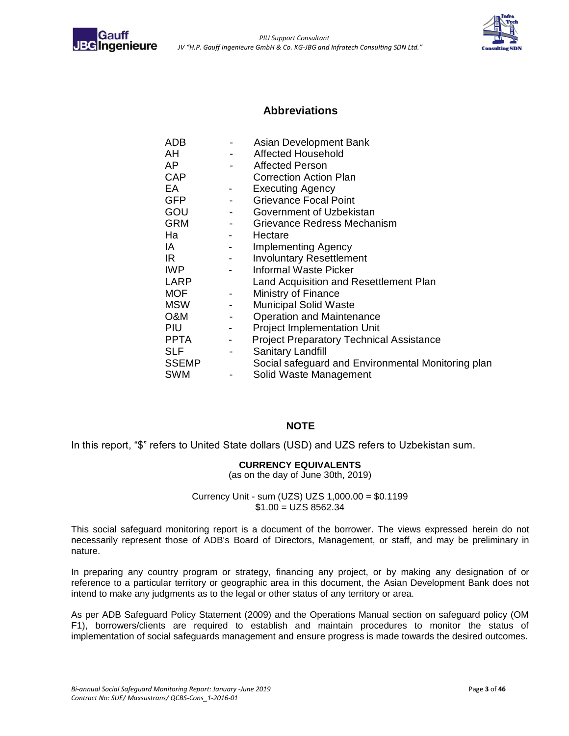## Abbreviations

| | | |
|---|---|---|
| ADB | - | Asian Development Bank |
| AH | - | Affected Household |
| AP | - | Affected Person |
| CAP | | Correction Action Plan |
| EA | - | Executing Agency |
| GFP | - | Grievance Focal Point |
| GOU | - | Government of Uzbekistan |
| GRM | - | Grievance Redress Mechanism |
| Ha | - | Hectare |
| IA | - | Implementing Agency |
| IR | - | Involuntary Resettlement |
| IWP | - | Informal Waste Picker |
| LARP | | Land Acquisition and Resettlement Plan |
| MOF | - | Ministry of Finance |
| MSW | - | Municipal Solid Waste |
| O&M | - | Operation and Maintenance |
| PIU | - | Project Implementation Unit |
| PPTA | - | Project Preparatory Technical Assistance |
| SLF | - | Sanitary Landfill |
| SSEMP | | Social safeguard and Environmental Monitoring plan |
| SWM | - | Solid Waste Management |

### NOTE

In this report, "$" refers to United State dollars (USD) and UZS refers to Uzbekistan sum.

**CURRENCY EQUIVALENTS**
(as on the day of June 30th, 2019)

Currency Unit - sum (UZS) UZS 1,000.00 = $0.1199
$1.00 = UZS 8562.34

This social safeguard monitoring report is a document of the borrower. The views expressed herein do not necessarily represent those of ADB's Board of Directors, Management, or staff, and may be preliminary in nature.

In preparing any country program or strategy, financing any project, or by making any designation of or reference to a particular territory or geographic area in this document, the Asian Development Bank does not intend to make any judgments as to the legal or other status of any territory or area.

As per ADB Safeguard Policy Statement (2009) and the Operations Manual section on safeguard policy (OM F1), borrowers/clients are required to establish and maintain procedures to monitor the status of implementation of social safeguards management and ensure progress is made towards the desired outcomes.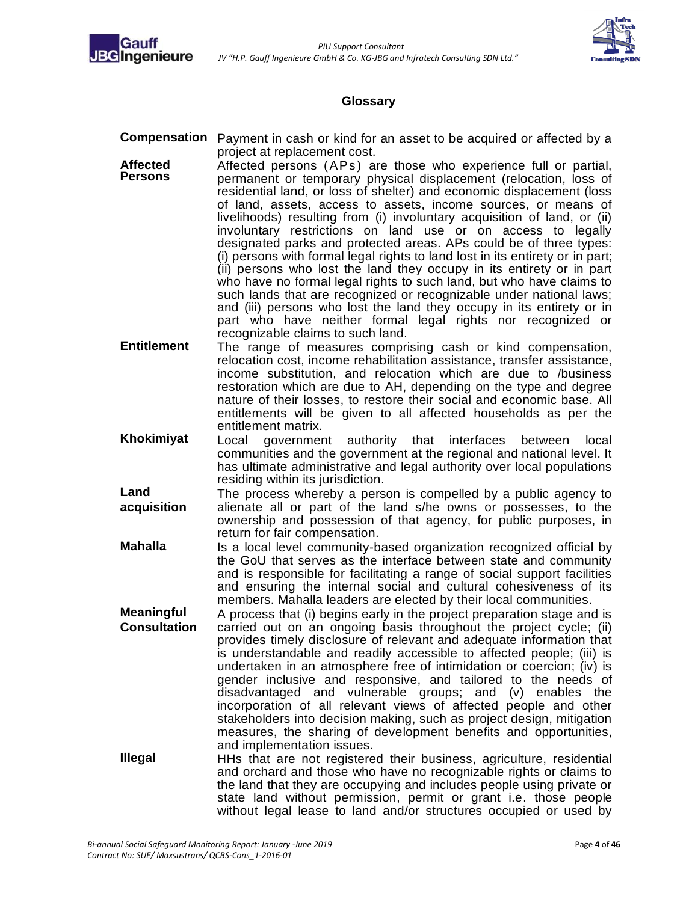## Glossary

| | |
|---|---|
| **Compensation** | Payment in cash or kind for an asset to be acquired or affected by a project at replacement cost. |
| **Affected Persons** | Affected persons (APs) are those who experience full or partial, permanent or temporary physical displacement (relocation, loss of residential land, or loss of shelter) and economic displacement (loss of land, assets, access to assets, income sources, or means of livelihoods) resulting from (i) involuntary acquisition of land, or (ii) involuntary restrictions on land use or on access to legally designated parks and protected areas. APs could be of three types: (i) persons with formal legal rights to land lost in its entirety or in part; (ii) persons who lost the land they occupy in its entirety or in part who have no formal legal rights to such land, but who have claims to such lands that are recognized or recognizable under national laws; and (iii) persons who lost the land they occupy in its entirety or in part who have neither formal legal rights nor recognized or recognizable claims to such land. |
| **Entitlement** | The range of measures comprising cash or kind compensation, relocation cost, income rehabilitation assistance, transfer assistance, income substitution, and relocation which are due to /business restoration which are due to AH, depending on the type and degree nature of their losses, to restore their social and economic base. All entitlements will be given to all affected households as per the entitlement matrix. |
| **Khokimiyat** | Local government authority that interfaces between local communities and the government at the regional and national level. It has ultimate administrative and legal authority over local populations residing within its jurisdiction. |
| **Land acquisition** | The process whereby a person is compelled by a public agency to alienate all or part of the land s/he owns or possesses, to the ownership and possession of that agency, for public purposes, in return for fair compensation. |
| **Mahalla** | Is a local level community-based organization recognized official by the GoU that serves as the interface between state and community and is responsible for facilitating a range of social support facilities and ensuring the internal social and cultural cohesiveness of its members. Mahalla leaders are elected by their local communities. |
| **Meaningful Consultation** | A process that (i) begins early in the project preparation stage and is carried out on an ongoing basis throughout the project cycle; (ii) provides timely disclosure of relevant and adequate information that is understandable and readily accessible to affected people; (iii) is undertaken in an atmosphere free of intimidation or coercion; (iv) is gender inclusive and responsive, and tailored to the needs of disadvantaged and vulnerable groups; and (v) enables the incorporation of all relevant views of affected people and other stakeholders into decision making, such as project design, mitigation measures, the sharing of development benefits and opportunities, and implementation issues. |
| **Illegal** | HHs that are not registered their business, agriculture, residential and orchard and those who have no recognizable rights or claims to the land that they are occupying and includes people using private or state land without permission, permit or grant i.e. those people without legal lease to land and/or structures occupied or used by |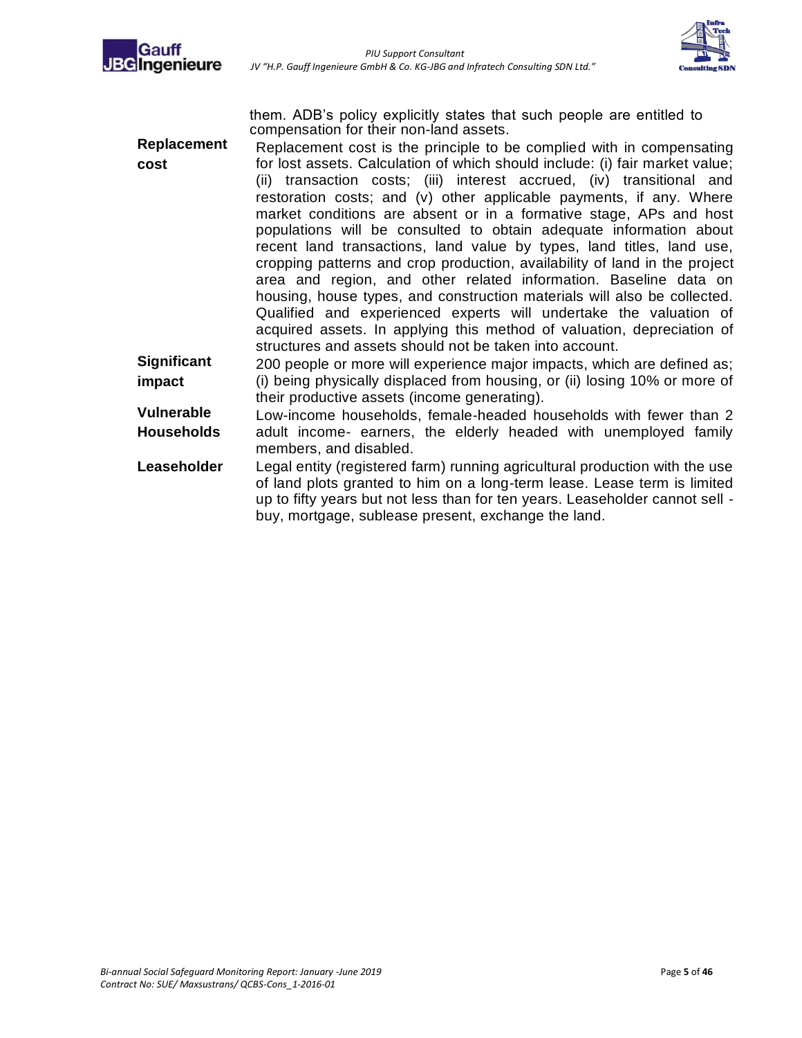them. ADB's policy explicitly states that such people are entitled to compensation for their non-land assets.

| | |
|---|---|
| **Replacement cost** | Replacement cost is the principle to be complied with in compensating for lost assets. Calculation of which should include: (i) fair market value; (ii) transaction costs; (iii) interest accrued, (iv) transitional and restoration costs; and (v) other applicable payments, if any. Where market conditions are absent or in a formative stage, APs and host populations will be consulted to obtain adequate information about recent land transactions, land value by types, land titles, land use, cropping patterns and crop production, availability of land in the project area and region, and other related information. Baseline data on housing, house types, and construction materials will also be collected. Qualified and experienced experts will undertake the valuation of acquired assets. In applying this method of valuation, depreciation of structures and assets should not be taken into account. |
| **Significant impact** | 200 people or more will experience major impacts, which are defined as; (i) being physically displaced from housing, or (ii) losing 10% or more of their productive assets (income generating). |
| **Vulnerable Households** | Low-income households, female-headed households with fewer than 2 adult income- earners, the elderly headed with unemployed family members, and disabled. |
| **Leaseholder** | Legal entity (registered farm) running agricultural production with the use of land plots granted to him on a long-term lease. Lease term is limited up to fifty years but not less than for ten years. Leaseholder cannot sell - buy, mortgage, sublease present, exchange the land. |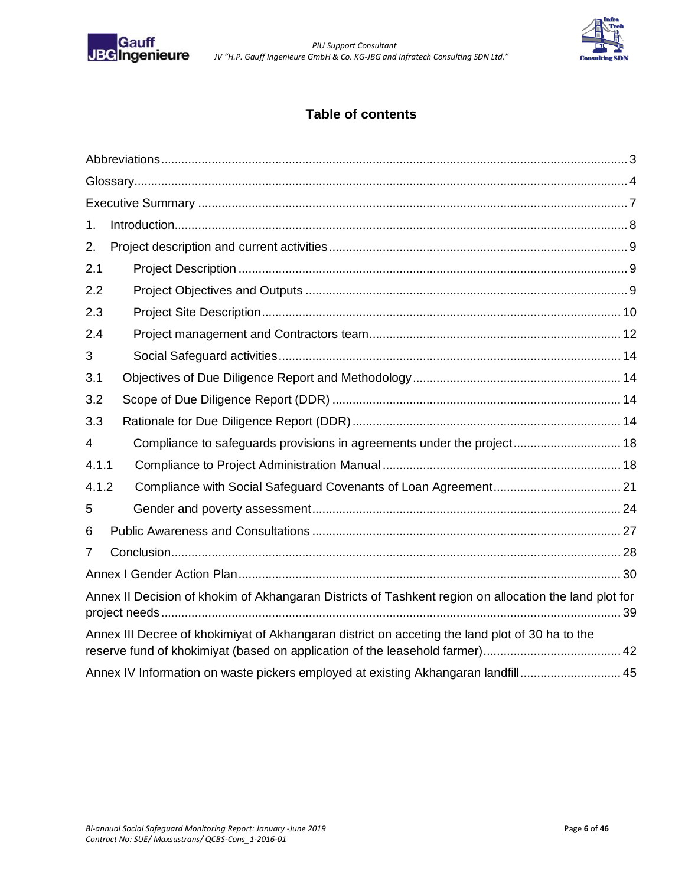## Table of contents

Abbreviations ........................................................................................................................... 3

Glossary .................................................................................................................................. 4

Executive Summary ................................................................................................................ 7

1. Introduction ........................................................................................................................ 8

2. Project description and current activities ........................................................................ 9

2.1 Project Description ........................................................................................................ 9

2.2 Project Objectives and Outputs .................................................................................... 9

2.3 Project Site Description ............................................................................................... 10

2.4 Project management and Contractors team ................................................................ 12

3 Social Safeguard activities ............................................................................................... 14

3.1 Objectives of Due Diligence Report and Methodology ................................................. 14

3.2 Scope of Due Diligence Report (DDR) ......................................................................... 14

3.3 Rationale for Due Diligence Report (DDR) ................................................................... 14

4 Compliance to safeguards provisions in agreements under the project .......................... 18

4.1.1 Compliance to Project Administration Manual ........................................................ 18

4.1.2 Compliance with Social Safeguard Covenants of Loan Agreement ........................ 21

5 Gender and poverty assessment ...................................................................................... 24

6 Public Awareness and Consultations ................................................................................ 27

7 Conclusion ......................................................................................................................... 28

Annex I Gender Action Plan .................................................................................................. 30

Annex II Decision of khokim of Akhangaran Districts of Tashkent region on allocation the land plot for project needs ........................................................................................................................ 39

Annex III Decree of khokimiyat of Akhangaran district on acceting the land plot of 30 ha to the reserve fund of khokimiyat (based on application of the leasehold farmer) ......................................... 42

Annex IV Information on waste pickers employed at existing Akhangaran landfill ............................. 45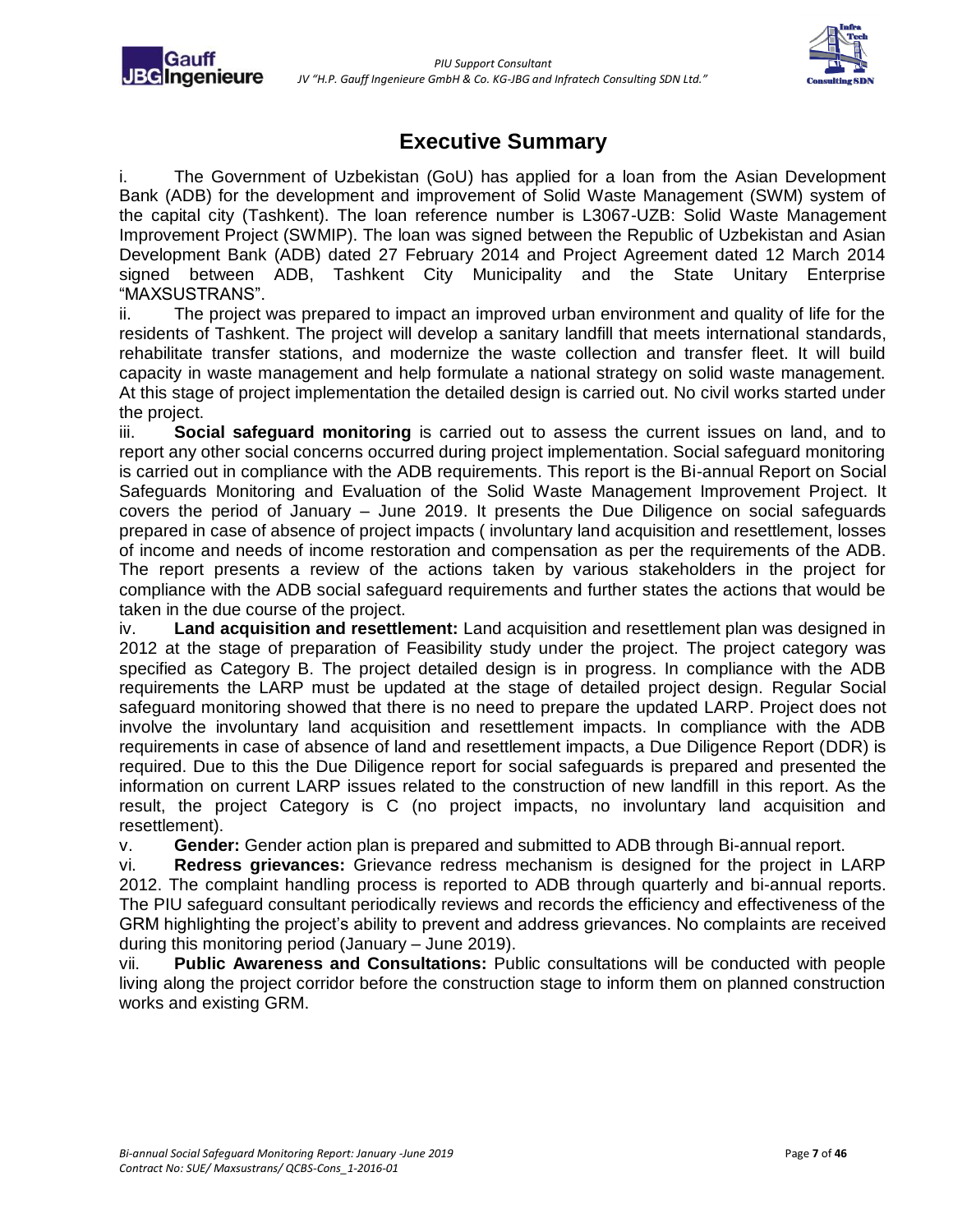# Executive Summary

i. The Government of Uzbekistan (GoU) has applied for a loan from the Asian Development Bank (ADB) for the development and improvement of Solid Waste Management (SWM) system of the capital city (Tashkent). The loan reference number is L3067-UZB: Solid Waste Management Improvement Project (SWMIP). The loan was signed between the Republic of Uzbekistan and Asian Development Bank (ADB) dated 27 February 2014 and Project Agreement dated 12 March 2014 signed between ADB, Tashkent City Municipality and the State Unitary Enterprise "MAXSUSTRANS".

ii. The project was prepared to impact an improved urban environment and quality of life for the residents of Tashkent. The project will develop a sanitary landfill that meets international standards, rehabilitate transfer stations, and modernize the waste collection and transfer fleet. It will build capacity in waste management and help formulate a national strategy on solid waste management. At this stage of project implementation the detailed design is carried out. No civil works started under the project.

iii. **Social safeguard monitoring** is carried out to assess the current issues on land, and to report any other social concerns occurred during project implementation. Social safeguard monitoring is carried out in compliance with the ADB requirements. This report is the Bi-annual Report on Social Safeguards Monitoring and Evaluation of the Solid Waste Management Improvement Project. It covers the period of January – June 2019. It presents the Due Diligence on social safeguards prepared in case of absence of project impacts ( involuntary land acquisition and resettlement, losses of income and needs of income restoration and compensation as per the requirements of the ADB. The report presents a review of the actions taken by various stakeholders in the project for compliance with the ADB social safeguard requirements and further states the actions that would be taken in the due course of the project.

iv. **Land acquisition and resettlement:** Land acquisition and resettlement plan was designed in 2012 at the stage of preparation of Feasibility study under the project. The project category was specified as Category B. The project detailed design is in progress. In compliance with the ADB requirements the LARP must be updated at the stage of detailed project design. Regular Social safeguard monitoring showed that there is no need to prepare the updated LARP. Project does not involve the involuntary land acquisition and resettlement impacts. In compliance with the ADB requirements in case of absence of land and resettlement impacts, a Due Diligence Report (DDR) is required. Due to this the Due Diligence report for social safeguards is prepared and presented the information on current LARP issues related to the construction of new landfill in this report. As the result, the project Category is C (no project impacts, no involuntary land acquisition and resettlement).

v. **Gender:** Gender action plan is prepared and submitted to ADB through Bi-annual report.

vi. **Redress grievances:** Grievance redress mechanism is designed for the project in LARP 2012. The complaint handling process is reported to ADB through quarterly and bi-annual reports. The PIU safeguard consultant periodically reviews and records the efficiency and effectiveness of the GRM highlighting the project's ability to prevent and address grievances. No complaints are received during this monitoring period (January – June 2019).

vii. **Public Awareness and Consultations:** Public consultations will be conducted with people living along the project corridor before the construction stage to inform them on planned construction works and existing GRM.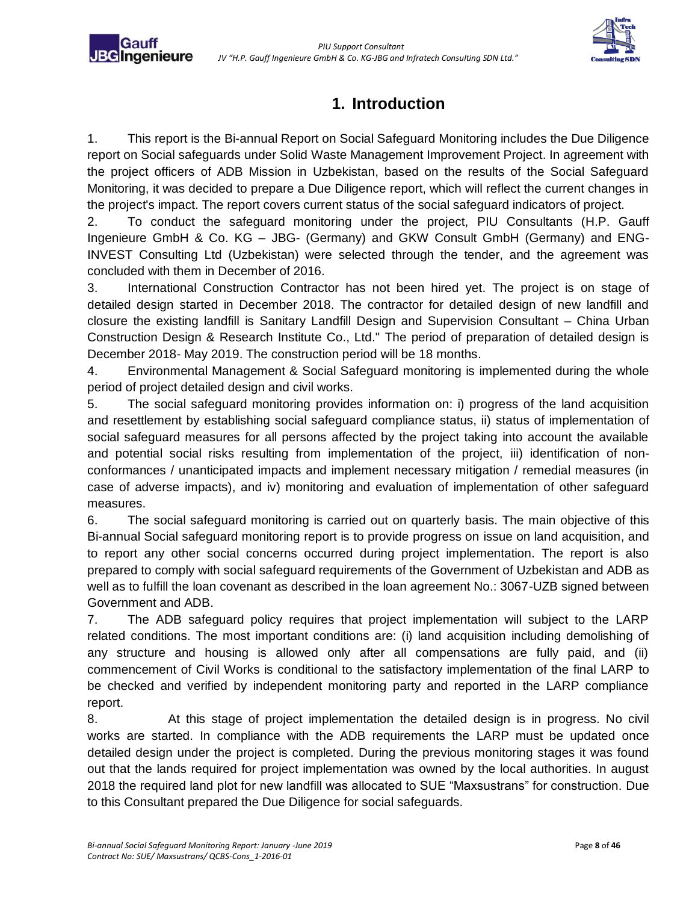# 1. Introduction

1. This report is the Bi-annual Report on Social Safeguard Monitoring includes the Due Diligence report on Social safeguards under Solid Waste Management Improvement Project. In agreement with the project officers of ADB Mission in Uzbekistan, based on the results of the Social Safeguard Monitoring, it was decided to prepare a Due Diligence report, which will reflect the current changes in the project's impact. The report covers current status of the social safeguard indicators of project.

2. To conduct the safeguard monitoring under the project, PIU Consultants (H.P. Gauff Ingenieure GmbH & Co. KG – JBG- (Germany) and GKW Consult GmbH (Germany) and ENG-INVEST Consulting Ltd (Uzbekistan) were selected through the tender, and the agreement was concluded with them in December of 2016.

3. International Construction Contractor has not been hired yet. The project is on stage of detailed design started in December 2018. The contractor for detailed design of new landfill and closure the existing landfill is Sanitary Landfill Design and Supervision Consultant – China Urban Construction Design & Research Institute Co., Ltd." The period of preparation of detailed design is December 2018- May 2019. The construction period will be 18 months.

4. Environmental Management & Social Safeguard monitoring is implemented during the whole period of project detailed design and civil works.

5. The social safeguard monitoring provides information on: i) progress of the land acquisition and resettlement by establishing social safeguard compliance status, ii) status of implementation of social safeguard measures for all persons affected by the project taking into account the available and potential social risks resulting from implementation of the project, iii) identification of non-conformances / unanticipated impacts and implement necessary mitigation / remedial measures (in case of adverse impacts), and iv) monitoring and evaluation of implementation of other safeguard measures.

6. The social safeguard monitoring is carried out on quarterly basis. The main objective of this Bi-annual Social safeguard monitoring report is to provide progress on issue on land acquisition, and to report any other social concerns occurred during project implementation. The report is also prepared to comply with social safeguard requirements of the Government of Uzbekistan and ADB as well as to fulfill the loan covenant as described in the loan agreement No.: 3067-UZB signed between Government and ADB.

7. The ADB safeguard policy requires that project implementation will subject to the LARP related conditions. The most important conditions are: (i) land acquisition including demolishing of any structure and housing is allowed only after all compensations are fully paid, and (ii) commencement of Civil Works is conditional to the satisfactory implementation of the final LARP to be checked and verified by independent monitoring party and reported in the LARP compliance report.

8. At this stage of project implementation the detailed design is in progress. No civil works are started. In compliance with the ADB requirements the LARP must be updated once detailed design under the project is completed. During the previous monitoring stages it was found out that the lands required for project implementation was owned by the local authorities. In august 2018 the required land plot for new landfill was allocated to SUE "Maxsustrans" for construction. Due to this Consultant prepared the Due Diligence for social safeguards.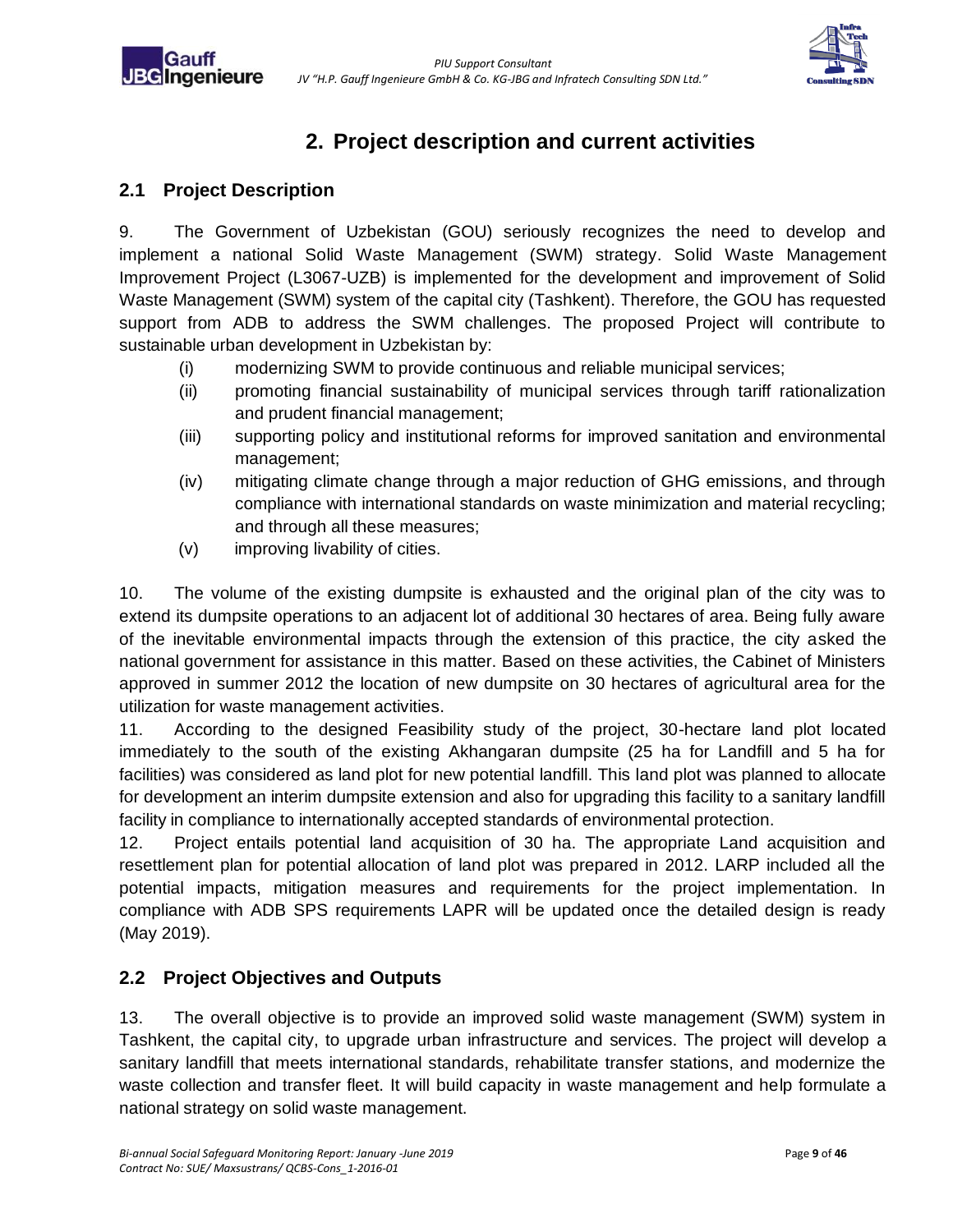# 2. Project description and current activities

## 2.1 Project Description

9. The Government of Uzbekistan (GOU) seriously recognizes the need to develop and implement a national Solid Waste Management (SWM) strategy. Solid Waste Management Improvement Project (L3067-UZB) is implemented for the development and improvement of Solid Waste Management (SWM) system of the capital city (Tashkent). Therefore, the GOU has requested support from ADB to address the SWM challenges. The proposed Project will contribute to sustainable urban development in Uzbekistan by:

- (i) modernizing SWM to provide continuous and reliable municipal services;
- (ii) promoting financial sustainability of municipal services through tariff rationalization and prudent financial management;
- (iii) supporting policy and institutional reforms for improved sanitation and environmental management;
- (iv) mitigating climate change through a major reduction of GHG emissions, and through compliance with international standards on waste minimization and material recycling; and through all these measures;
- (v) improving livability of cities.

10. The volume of the existing dumpsite is exhausted and the original plan of the city was to extend its dumpsite operations to an adjacent lot of additional 30 hectares of area. Being fully aware of the inevitable environmental impacts through the extension of this practice, the city asked the national government for assistance in this matter. Based on these activities, the Cabinet of Ministers approved in summer 2012 the location of new dumpsite on 30 hectares of agricultural area for the utilization for waste management activities.

11. According to the designed Feasibility study of the project, 30-hectare land plot located immediately to the south of the existing Akhangaran dumpsite (25 ha for Landfill and 5 ha for facilities) was considered as land plot for new potential landfill. This land plot was planned to allocate for development an interim dumpsite extension and also for upgrading this facility to a sanitary landfill facility in compliance to internationally accepted standards of environmental protection.

12. Project entails potential land acquisition of 30 ha. The appropriate Land acquisition and resettlement plan for potential allocation of land plot was prepared in 2012. LARP included all the potential impacts, mitigation measures and requirements for the project implementation. In compliance with ADB SPS requirements LAPR will be updated once the detailed design is ready (May 2019).

## 2.2 Project Objectives and Outputs

13. The overall objective is to provide an improved solid waste management (SWM) system in Tashkent, the capital city, to upgrade urban infrastructure and services. The project will develop a sanitary landfill that meets international standards, rehabilitate transfer stations, and modernize the waste collection and transfer fleet. It will build capacity in waste management and help formulate a national strategy on solid waste management.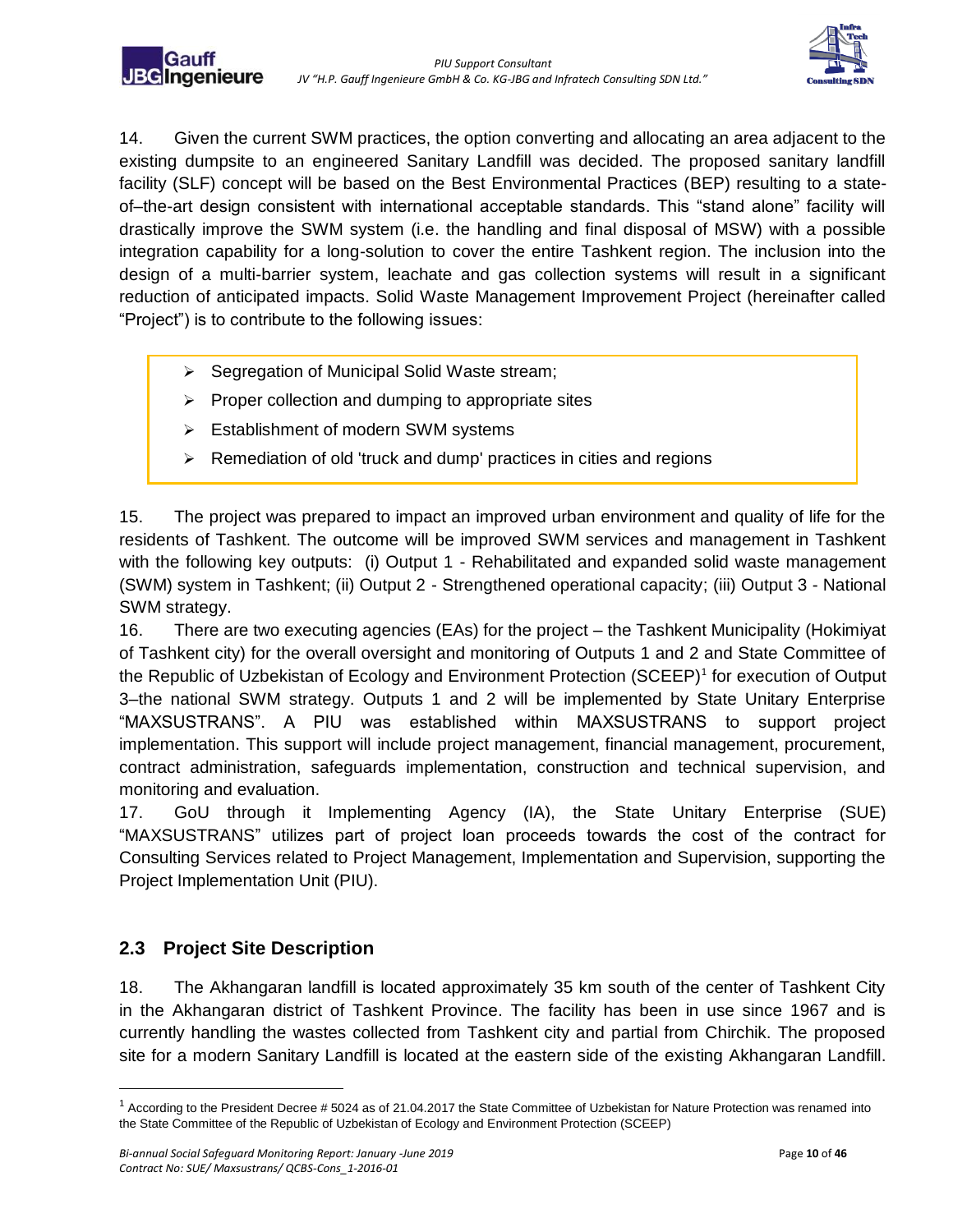14. Given the current SWM practices, the option converting and allocating an area adjacent to the existing dumpsite to an engineered Sanitary Landfill was decided. The proposed sanitary landfill facility (SLF) concept will be based on the Best Environmental Practices (BEP) resulting to a state-of–the-art design consistent with international acceptable standards. This “stand alone” facility will drastically improve the SWM system (i.e. the handling and final disposal of MSW) with a possible integration capability for a long-solution to cover the entire Tashkent region. The inclusion into the design of a multi-barrier system, leachate and gas collection systems will result in a significant reduction of anticipated impacts. Solid Waste Management Improvement Project (hereinafter called “Project”) is to contribute to the following issues:

- Segregation of Municipal Solid Waste stream;
- Proper collection and dumping to appropriate sites
- Establishment of modern SWM systems
- Remediation of old 'truck and dump' practices in cities and regions

15. The project was prepared to impact an improved urban environment and quality of life for the residents of Tashkent. The outcome will be improved SWM services and management in Tashkent with the following key outputs: (i) Output 1 - Rehabilitated and expanded solid waste management (SWM) system in Tashkent; (ii) Output 2 - Strengthened operational capacity; (iii) Output 3 - National SWM strategy.

16. There are two executing agencies (EAs) for the project – the Tashkent Municipality (Hokimiyat of Tashkent city) for the overall oversight and monitoring of Outputs 1 and 2 and State Committee of the Republic of Uzbekistan of Ecology and Environment Protection (SCEEP)[1] for execution of Output 3–the national SWM strategy. Outputs 1 and 2 will be implemented by State Unitary Enterprise “MAXSUSTRANS”. A PIU was established within MAXSUSTRANS to support project implementation. This support will include project management, financial management, procurement, contract administration, safeguards implementation, construction and technical supervision, and monitoring and evaluation.

17. GoU through it Implementing Agency (IA), the State Unitary Enterprise (SUE) “MAXSUSTRANS” utilizes part of project loan proceeds towards the cost of the contract for Consulting Services related to Project Management, Implementation and Supervision, supporting the Project Implementation Unit (PIU).

## 2.3 Project Site Description

18. The Akhangaran landfill is located approximately 35 km south of the center of Tashkent City in the Akhangaran district of Tashkent Province. The facility has been in use since 1967 and is currently handling the wastes collected from Tashkent city and partial from Chirchik. The proposed site for a modern Sanitary Landfill is located at the eastern side of the existing Akhangaran Landfill.

---

[1] According to the President Decree # 5024 as of 21.04.2017 the State Committee of Uzbekistan for Nature Protection was renamed into the State Committee of the Republic of Uzbekistan of Ecology and Environment Protection (SCEEP)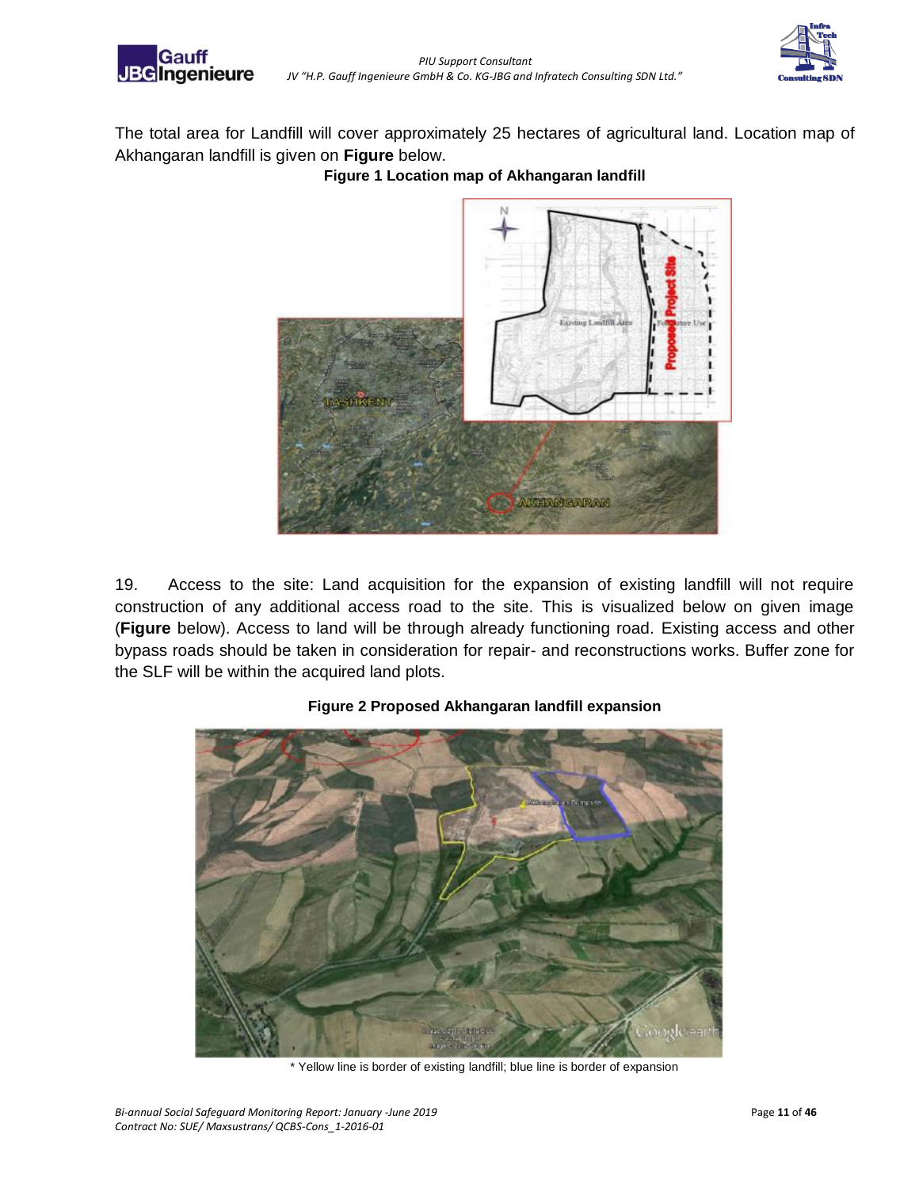The total area for Landfill will cover approximately 25 hectares of agricultural land. Location map of Akhangaran landfill is given on **Figure** below.

**Figure 1 Location map of Akhangaran landfill**

19. Access to the site: Land acquisition for the expansion of existing landfill will not require construction of any additional access road to the site. This is visualized below on given image (**Figure** below). Access to land will be through already functioning road. Existing access and other bypass roads should be taken in consideration for repair- and reconstructions works. Buffer zone for the SLF will be within the acquired land plots.

**Figure 2 Proposed Akhangaran landfill expansion**

* Yellow line is border of existing landfill; blue line is border of expansion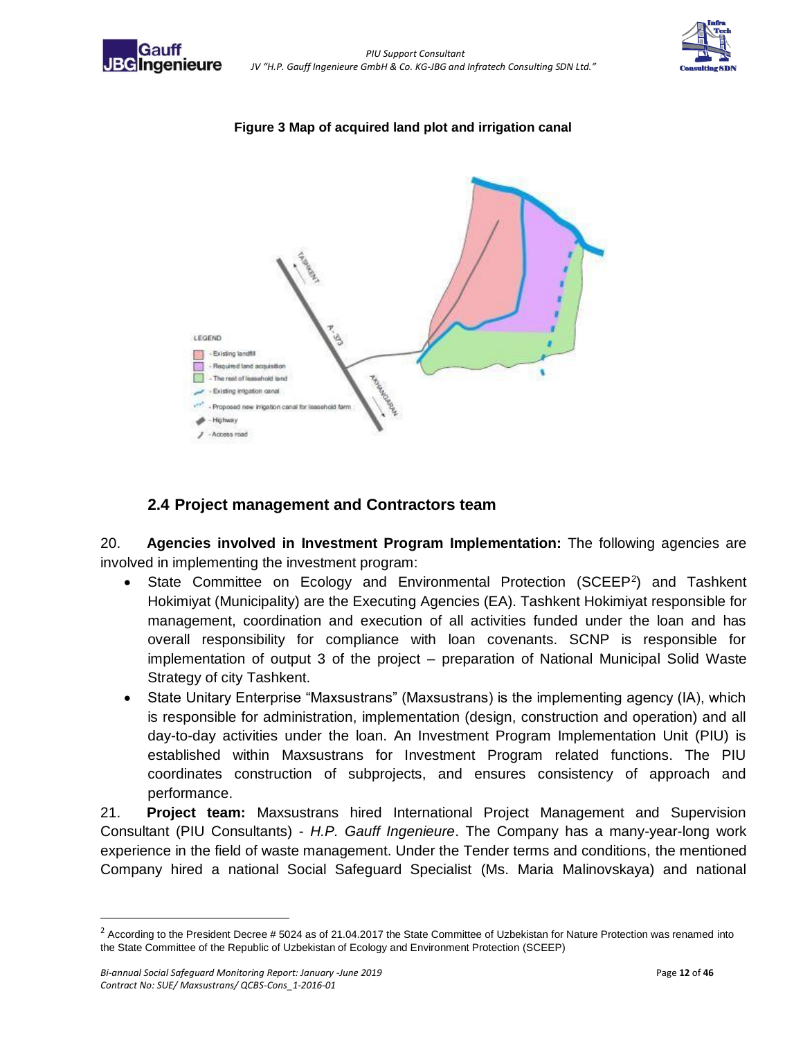**Figure 3 Map of acquired land plot and irrigation canal**

## 2.4 Project management and Contractors team

20. **Agencies involved in Investment Program Implementation:** The following agencies are involved in implementing the investment program:

- State Committee on Ecology and Environmental Protection (SCEEP[2]) and Tashkent Hokimiyat (Municipality) are the Executing Agencies (EA). Tashkent Hokimiyat responsible for management, coordination and execution of all activities funded under the loan and has overall responsibility for compliance with loan covenants. SCNP is responsible for implementation of output 3 of the project – preparation of National Municipal Solid Waste Strategy of city Tashkent.
- State Unitary Enterprise "Maxsustrans" (Maxsustrans) is the implementing agency (IA), which is responsible for administration, implementation (design, construction and operation) and all day-to-day activities under the loan. An Investment Program Implementation Unit (PIU) is established within Maxsustrans for Investment Program related functions. The PIU coordinates construction of subprojects, and ensures consistency of approach and performance.

21. **Project team:** Maxsustrans hired International Project Management and Supervision Consultant (PIU Consultants) - *H.P. Gauff Ingenieure*. The Company has a many-year-long work experience in the field of waste management. Under the Tender terms and conditions, the mentioned Company hired a national Social Safeguard Specialist (Ms. Maria Malinovskaya) and national

[2] According to the President Decree # 5024 as of 21.04.2017 the State Committee of Uzbekistan for Nature Protection was renamed into the State Committee of the Republic of Uzbekistan of Ecology and Environment Protection (SCEEP)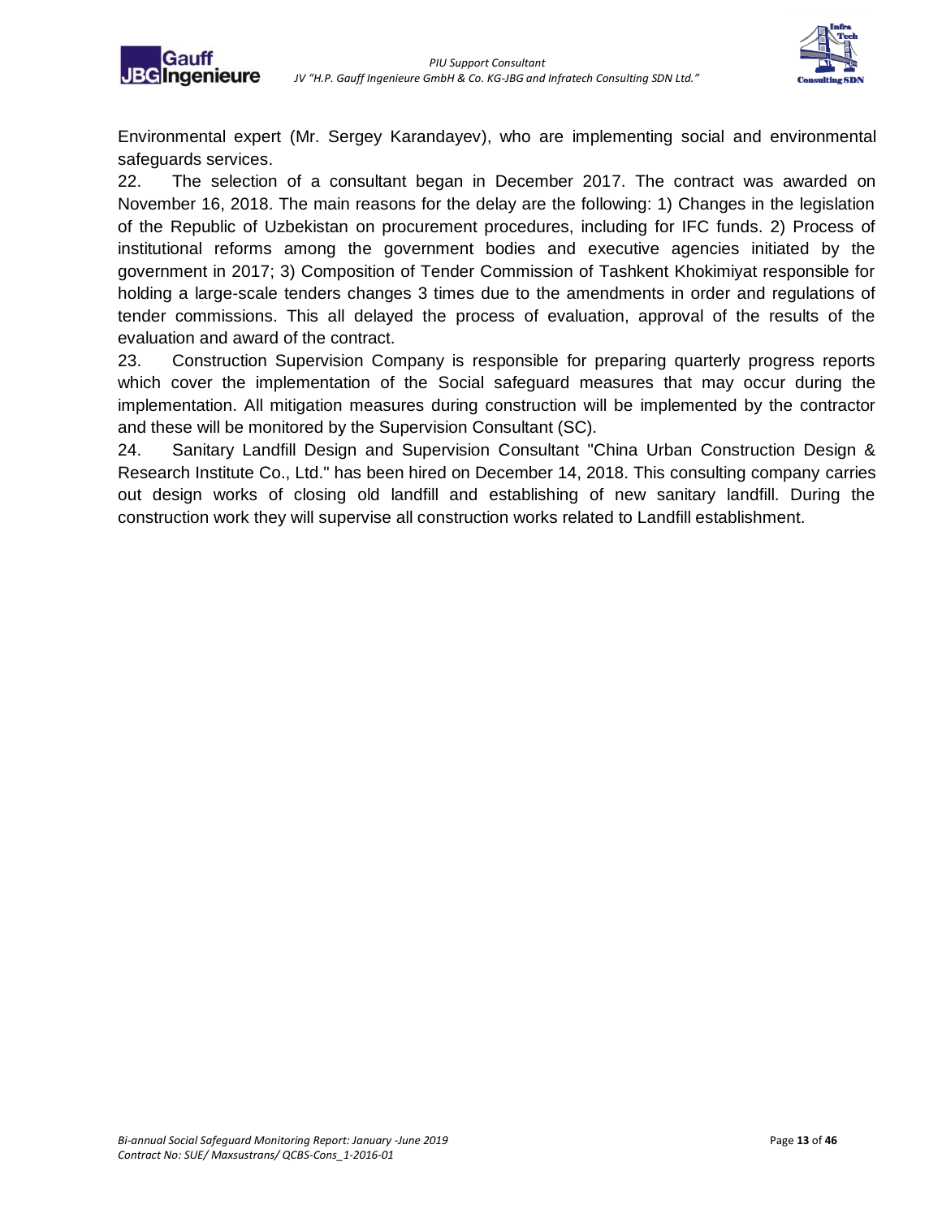Environmental expert (Mr. Sergey Karandayev), who are implementing social and environmental safeguards services.

22. The selection of a consultant began in December 2017. The contract was awarded on November 16, 2018. The main reasons for the delay are the following: 1) Changes in the legislation of the Republic of Uzbekistan on procurement procedures, including for IFC funds. 2) Process of institutional reforms among the government bodies and executive agencies initiated by the government in 2017; 3) Composition of Tender Commission of Tashkent Khokimiyat responsible for holding a large-scale tenders changes 3 times due to the amendments in order and regulations of tender commissions. This all delayed the process of evaluation, approval of the results of the evaluation and award of the contract.

23. Construction Supervision Company is responsible for preparing quarterly progress reports which cover the implementation of the Social safeguard measures that may occur during the implementation. All mitigation measures during construction will be implemented by the contractor and these will be monitored by the Supervision Consultant (SC).

24. Sanitary Landfill Design and Supervision Consultant "China Urban Construction Design & Research Institute Co., Ltd." has been hired on December 14, 2018. This consulting company carries out design works of closing old landfill and establishing of new sanitary landfill. During the construction work they will supervise all construction works related to Landfill establishment.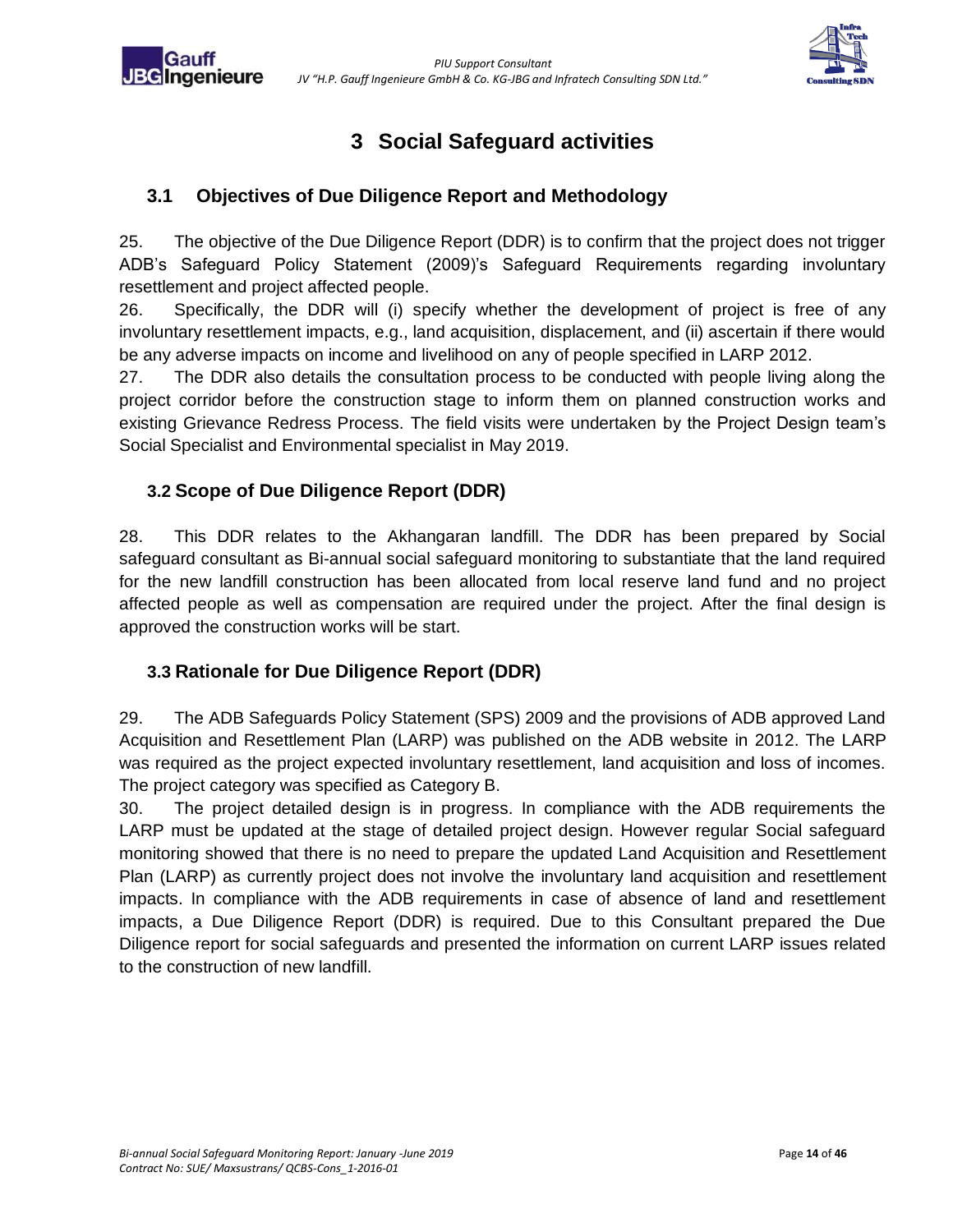# 3 Social Safeguard activities

## 3.1 Objectives of Due Diligence Report and Methodology

25. The objective of the Due Diligence Report (DDR) is to confirm that the project does not trigger ADB's Safeguard Policy Statement (2009)'s Safeguard Requirements regarding involuntary resettlement and project affected people.

26. Specifically, the DDR will (i) specify whether the development of project is free of any involuntary resettlement impacts, e.g., land acquisition, displacement, and (ii) ascertain if there would be any adverse impacts on income and livelihood on any of people specified in LARP 2012.

27. The DDR also details the consultation process to be conducted with people living along the project corridor before the construction stage to inform them on planned construction works and existing Grievance Redress Process. The field visits were undertaken by the Project Design team's Social Specialist and Environmental specialist in May 2019.

## 3.2 Scope of Due Diligence Report (DDR)

28. This DDR relates to the Akhangaran landfill. The DDR has been prepared by Social safeguard consultant as Bi-annual social safeguard monitoring to substantiate that the land required for the new landfill construction has been allocated from local reserve land fund and no project affected people as well as compensation are required under the project. After the final design is approved the construction works will be start.

## 3.3 Rationale for Due Diligence Report (DDR)

29. The ADB Safeguards Policy Statement (SPS) 2009 and the provisions of ADB approved Land Acquisition and Resettlement Plan (LARP) was published on the ADB website in 2012. The LARP was required as the project expected involuntary resettlement, land acquisition and loss of incomes. The project category was specified as Category B.

30. The project detailed design is in progress. In compliance with the ADB requirements the LARP must be updated at the stage of detailed project design. However regular Social safeguard monitoring showed that there is no need to prepare the updated Land Acquisition and Resettlement Plan (LARP) as currently project does not involve the involuntary land acquisition and resettlement impacts. In compliance with the ADB requirements in case of absence of land and resettlement impacts, a Due Diligence Report (DDR) is required. Due to this Consultant prepared the Due Diligence report for social safeguards and presented the information on current LARP issues related to the construction of new landfill.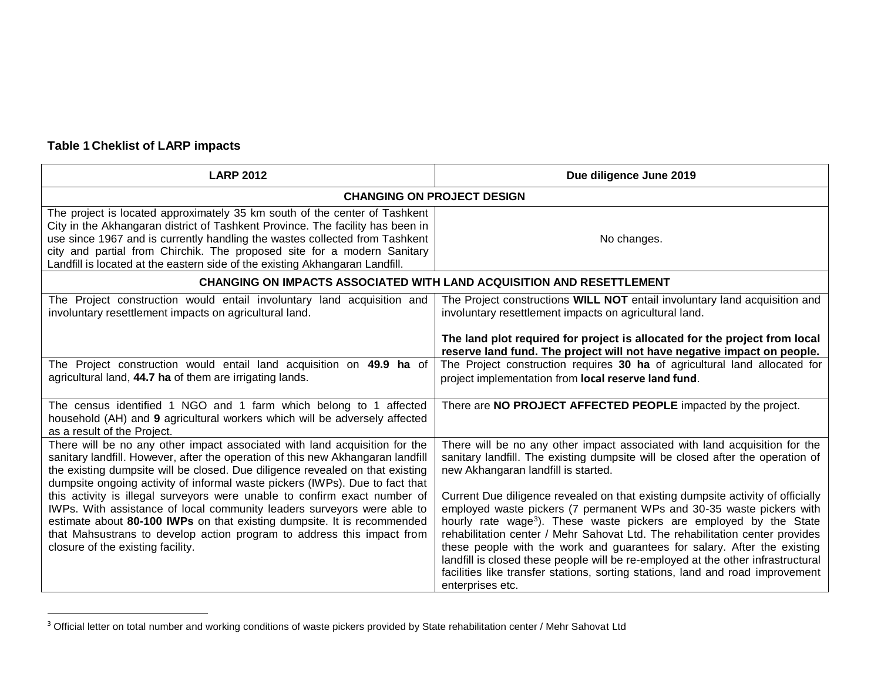**Table 1 Cheklist of LARP impacts**

| LARP 2012 | Due diligence June 2019 |
| --- | --- |
| **CHANGING ON PROJECT DESIGN** | |
| The project is located approximately 35 km south of the center of Tashkent City in the Akhangaran district of Tashkent Province. The facility has been in use since 1967 and is currently handling the wastes collected from Tashkent city and partial from Chirchik. The proposed site for a modern Sanitary Landfill is located at the eastern side of the existing Akhangaran Landfill. | No changes. |
| **CHANGING ON IMPACTS ASSOCIATED WITH LAND ACQUISITION AND RESETTLEMENT** | |
| The Project construction would entail involuntary land acquisition and involuntary resettlement impacts on agricultural land. | The Project constructions **WILL NOT** entail involuntary land acquisition and involuntary resettlement impacts on agricultural land.<br><br>**The land plot required for project is allocated for the project from local reserve land fund. The project will not have negative impact on people.** |
| The Project construction would entail land acquisition on **49.9 ha** of agricultural land, **44.7 ha** of them are irrigating lands. | The Project construction requires **30 ha** of agricultural land allocated for project implementation from **local reserve land fund**. |
| The census identified 1 NGO and 1 farm which belong to 1 affected household (AH) and **9** agricultural workers which will be adversely affected as a result of the Project. | There are **NO PROJECT AFFECTED PEOPLE** impacted by the project. |
| There will be no any other impact associated with land acquisition for the sanitary landfill. However, after the operation of this new Akhangaran landfill the existing dumpsite will be closed. Due diligence revealed on that existing dumpsite ongoing activity of informal waste pickers (IWPs). Due to fact that this activity is illegal surveyors were unable to confirm exact number of IWPs. With assistance of local community leaders surveyors were able to estimate about **80-100 IWPs** on that existing dumpsite. It is recommended that Mahsustrans to develop action program to address this impact from closure of the existing facility. | There will be no any other impact associated with land acquisition for the sanitary landfill. The existing dumpsite will be closed after the operation of new Akhangaran landfill is started.<br><br>Current Due diligence revealed on that existing dumpsite activity of officially employed waste pickers (7 permanent WPs and 30-35 waste pickers with hourly rate wage[3]). These waste pickers are employed by the State rehabilitation center / Mehr Sahovat Ltd. The rehabilitation center provides these people with the work and guarantees for salary. After the existing landfill is closed these people will be re-employed at the other infrastructural facilities like transfer stations, sorting stations, land and road improvement enterprises etc. |

[3] Official letter on total number and working conditions of waste pickers provided by State rehabilitation center / Mehr Sahovat Ltd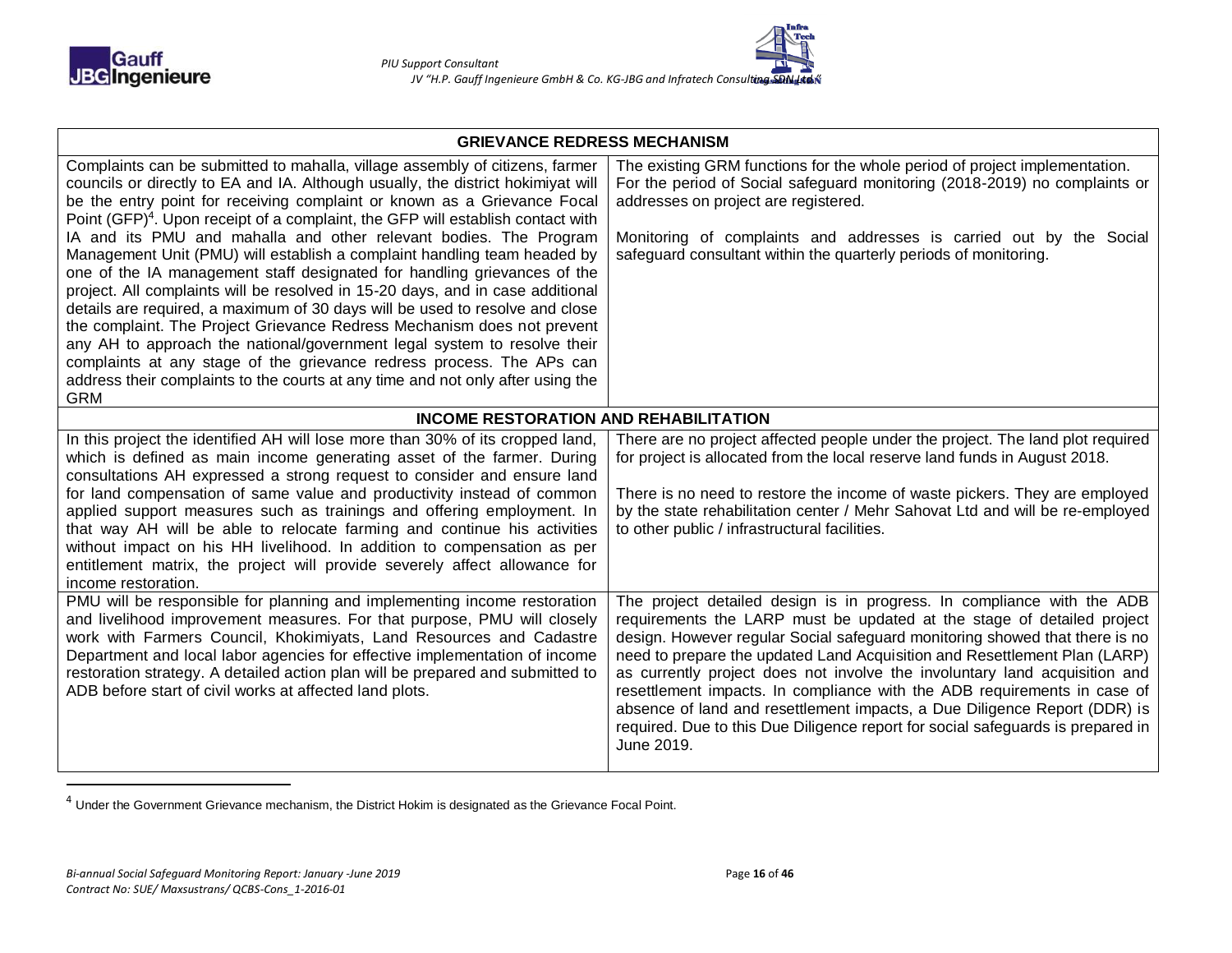| GRIEVANCE REDRESS MECHANISM | |
|---|---|
| Complaints can be submitted to mahalla, village assembly of citizens, farmer councils or directly to EA and IA. Although usually, the district hokimiyat will be the entry point for receiving complaint or known as a Grievance Focal Point (GFP)[4]. Upon receipt of a complaint, the GFP will establish contact with IA and its PMU and mahalla and other relevant bodies. The Program Management Unit (PMU) will establish a complaint handling team headed by one of the IA management staff designated for handling grievances of the project. All complaints will be resolved in 15-20 days, and in case additional details are required, a maximum of 30 days will be used to resolve and close the complaint. The Project Grievance Redress Mechanism does not prevent any AH to approach the national/government legal system to resolve their complaints at any stage of the grievance redress process. The APs can address their complaints to the courts at any time and not only after using the GRM | The existing GRM functions for the whole period of project implementation. For the period of Social safeguard monitoring (2018-2019) no complaints or addresses on project are registered.<br><br>Monitoring of complaints and addresses is carried out by the Social safeguard consultant within the quarterly periods of monitoring. |
| **INCOME RESTORATION AND REHABILITATION** | |
| In this project the identified AH will lose more than 30% of its cropped land, which is defined as main income generating asset of the farmer. During consultations AH expressed a strong request to consider and ensure land for land compensation of same value and productivity instead of common applied support measures such as trainings and offering employment. In that way AH will be able to relocate farming and continue his activities without impact on his HH livelihood. In addition to compensation as per entitlement matrix, the project will provide severely affect allowance for income restoration. | There are no project affected people under the project. The land plot required for project is allocated from the local reserve land funds in August 2018.<br><br>There is no need to restore the income of waste pickers. They are employed by the state rehabilitation center / Mehr Sahovat Ltd and will be re-employed to other public / infrastructural facilities. |
| PMU will be responsible for planning and implementing income restoration and livelihood improvement measures. For that purpose, PMU will closely work with Farmers Council, Khokimiyats, Land Resources and Cadastre Department and local labor agencies for effective implementation of income restoration strategy. A detailed action plan will be prepared and submitted to ADB before start of civil works at affected land plots. | The project detailed design is in progress. In compliance with the ADB requirements the LARP must be updated at the stage of detailed project design. However regular Social safeguard monitoring showed that there is no need to prepare the updated Land Acquisition and Resettlement Plan (LARP) as currently project does not involve the involuntary land acquisition and resettlement impacts. In compliance with the ADB requirements in case of absence of land and resettlement impacts, a Due Diligence Report (DDR) is required. Due to this Due Diligence report for social safeguards is prepared in June 2019. |

[4] Under the Government Grievance mechanism, the District Hokim is designated as the Grievance Focal Point.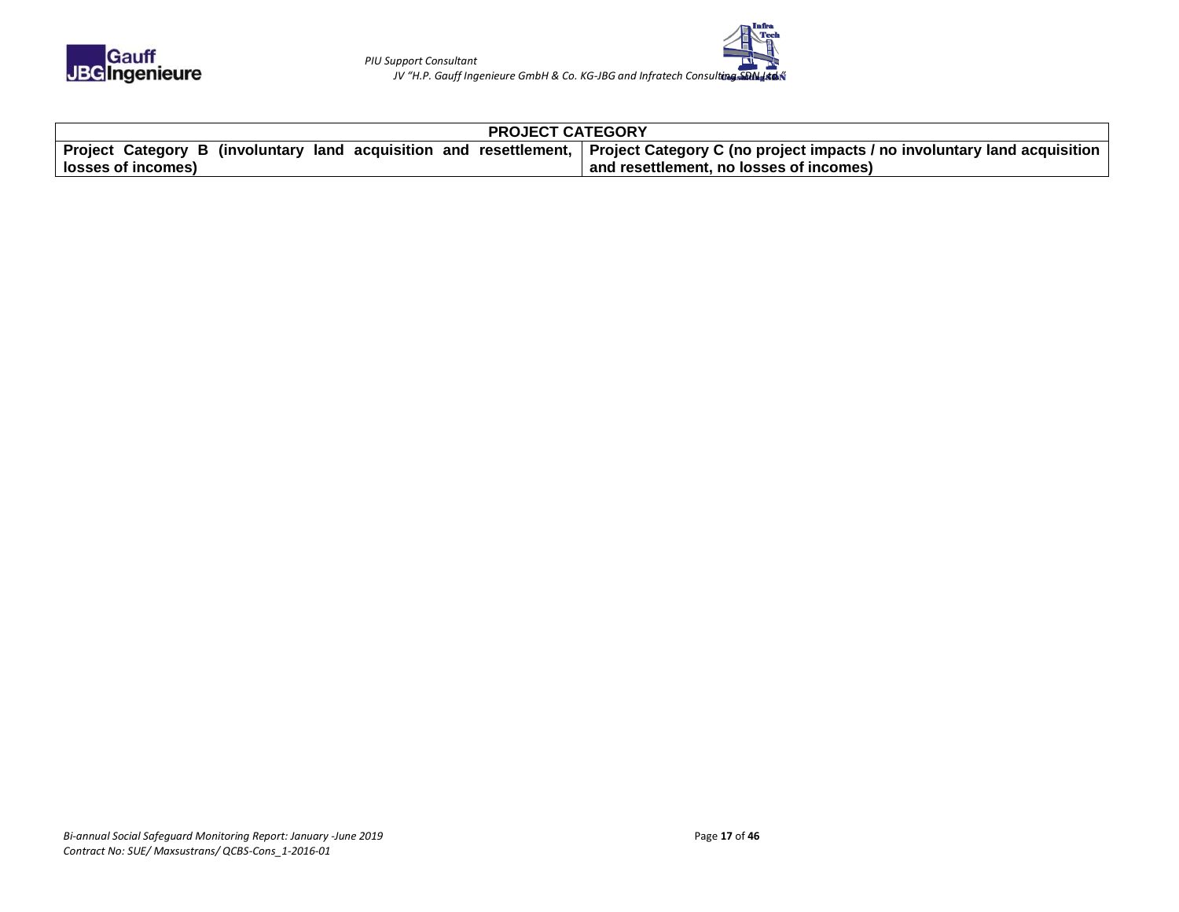| PROJECT CATEGORY | |
|---|---|
| **Project Category B (involuntary land acquisition and resettlement, losses of incomes)** | **Project Category C (no project impacts / no involuntary land acquisition and resettlement, no losses of incomes)** |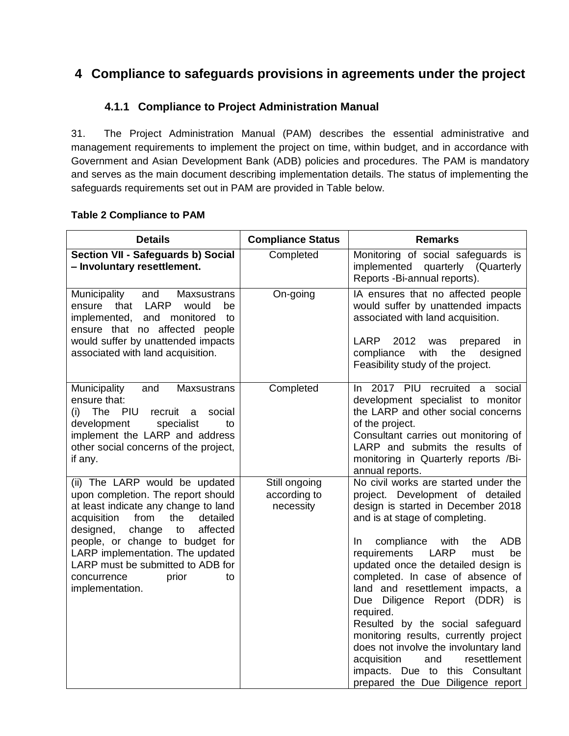# 4 Compliance to safeguards provisions in agreements under the project

### 4.1.1 Compliance to Project Administration Manual

31. The Project Administration Manual (PAM) describes the essential administrative and management requirements to implement the project on time, within budget, and in accordance with Government and Asian Development Bank (ADB) policies and procedures. The PAM is mandatory and serves as the main document describing implementation details. The status of implementing the safeguards requirements set out in PAM are provided in Table below.

**Table 2 Compliance to PAM**

| Details | Compliance Status | Remarks |
|---|---|---|
| **Section VII - Safeguards b) Social – Involuntary resettlement.** | Completed | Monitoring of social safeguards is implemented quarterly (Quarterly Reports -Bi-annual reports). |
| Municipality and Maxsustrans ensure that LARP would be implemented, and monitored to ensure that no affected people would suffer by unattended impacts associated with land acquisition. | On-going | IA ensures that no affected people would suffer by unattended impacts associated with land acquisition.<br><br>LARP 2012 was prepared in compliance with the designed Feasibility study of the project. |
| Municipality and Maxsustrans ensure that:<br>(i) The PIU recruit a social development specialist to implement the LARP and address other social concerns of the project, if any. | Completed | In 2017 PIU recruited a social development specialist to monitor the LARP and other social concerns of the project.<br>Consultant carries out monitoring of LARP and submits the results of monitoring in Quarterly reports /Bi-annual reports. |
| (ii) The LARP would be updated upon completion. The report should at least indicate any change to land acquisition from the detailed designed, change to affected people, or change to budget for LARP implementation. The updated LARP must be submitted to ADB for concurrence prior to implementation. | Still ongoing according to necessity | No civil works are started under the project. Development of detailed design is started in December 2018 and is at stage of completing.<br><br>In compliance with the ADB requirements LARP must be updated once the detailed design is completed. In case of absence of land and resettlement impacts, a Due Diligence Report (DDR) is required.<br>Resulted by the social safeguard monitoring results, currently project does not involve the involuntary land acquisition and resettlement impacts. Due to this Consultant prepared the Due Diligence report |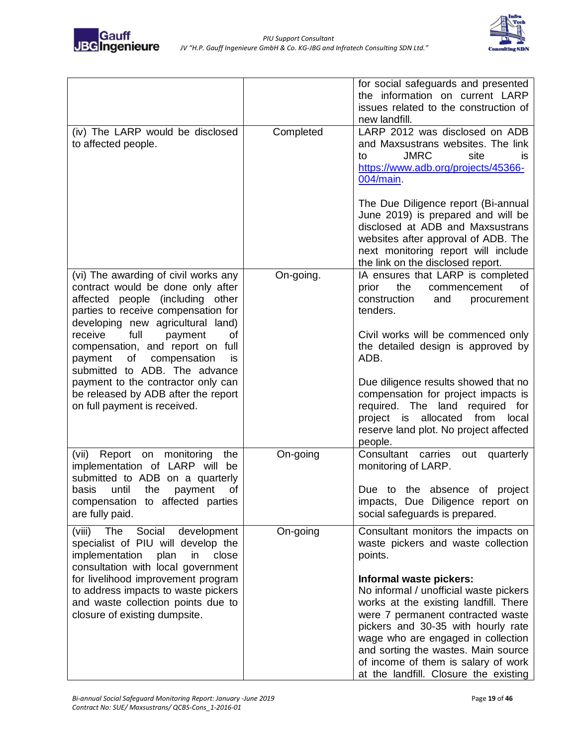| | | |
|---|---|---|
| | | for social safeguards and presented the information on current LARP issues related to the construction of new landfill. |
| (iv) The LARP would be disclosed to affected people. | Completed | LARP 2012 was disclosed on ADB and Maxsustrans websites. The link to JMRC site is https://www.adb.org/projects/45366-004/main.<br><br>The Due Diligence report (Bi-annual June 2019) is prepared and will be disclosed at ADB and Maxsustrans websites after approval of ADB. The next monitoring report will include the link on the disclosed report. |
| (vi) The awarding of civil works any contract would be done only after affected people (including other parties to receive compensation for developing new agricultural land) receive full payment of compensation, and report on full payment of compensation is submitted to ADB. The advance payment to the contractor only can be released by ADB after the report on full payment is received. | On-going. | IA ensures that LARP is completed prior the commencement of construction and procurement tenders.<br><br>Civil works will be commenced only the detailed design is approved by ADB.<br><br>Due diligence results showed that no compensation for project impacts is required. The land required for project is allocated from local reserve land plot. No project affected people. |
| (vii) Report on monitoring the implementation of LARP will be submitted to ADB on a quarterly basis until the payment of compensation to affected parties are fully paid. | On-going | Consultant carries out quarterly monitoring of LARP.<br><br>Due to the absence of project impacts, Due Diligence report on social safeguards is prepared. |
| (viii) The Social development specialist of PIU will develop the implementation plan in close consultation with local government for livelihood improvement program to address impacts to waste pickers and waste collection points due to closure of existing dumpsite. | On-going | Consultant monitors the impacts on waste pickers and waste collection points.<br><br>**Informal waste pickers:**<br>No informal / unofficial waste pickers works at the existing landfill. There were 7 permanent contracted waste pickers and 30-35 with hourly rate wage who are engaged in collection and sorting the wastes. Main source of income of them is salary of work at the landfill. Closure the existing |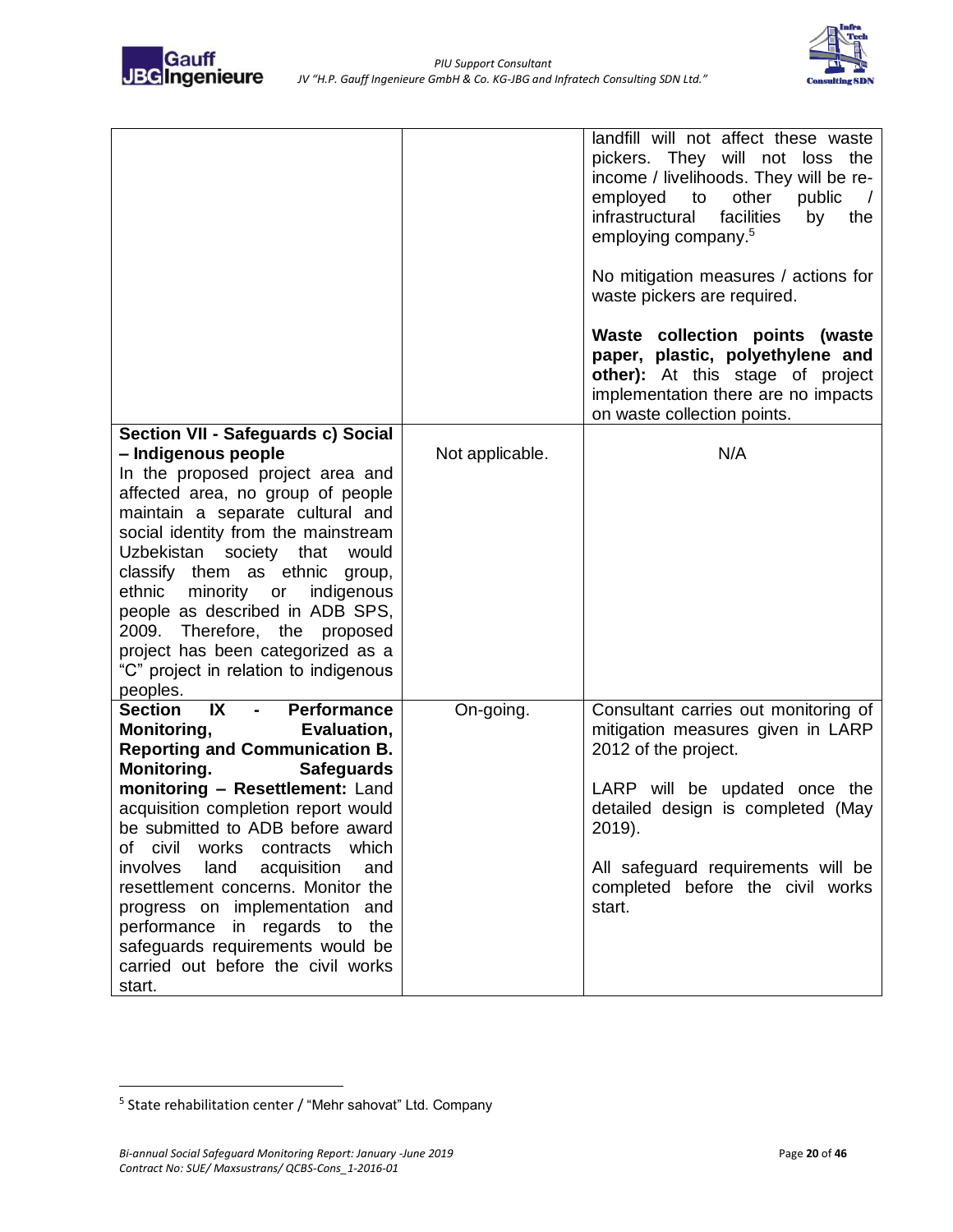| | | |
|---|---|---|
| | | landfill will not affect these waste pickers. They will not loss the income / livelihoods. They will be re-employed to other public / infrastructural facilities by the employing company.[5]<br><br>No mitigation measures / actions for waste pickers are required.<br><br>**Waste collection points (waste paper, plastic, polyethylene and other):** At this stage of project implementation there are no impacts on waste collection points. |
| **Section VII - Safeguards c) Social – Indigenous people**<br>In the proposed project area and affected area, no group of people maintain a separate cultural and social identity from the mainstream Uzbekistan society that would classify them as ethnic group, ethnic minority or indigenous people as described in ADB SPS, 2009. Therefore, the proposed project has been categorized as a "C" project in relation to indigenous peoples. | Not applicable. | N/A |
| **Section IX - Performance Monitoring, Evaluation, Reporting and Communication B. Monitoring. Safeguards monitoring – Resettlement:** Land acquisition completion report would be submitted to ADB before award of civil works contracts which involves land acquisition and resettlement concerns. Monitor the progress on implementation and performance in regards to the safeguards requirements would be carried out before the civil works start. | On-going. | Consultant carries out monitoring of mitigation measures given in LARP 2012 of the project.<br><br>LARP will be updated once the detailed design is completed (May 2019).<br><br>All safeguard requirements will be completed before the civil works start. |

[5] State rehabilitation center / "Mehr sahovat" Ltd. Company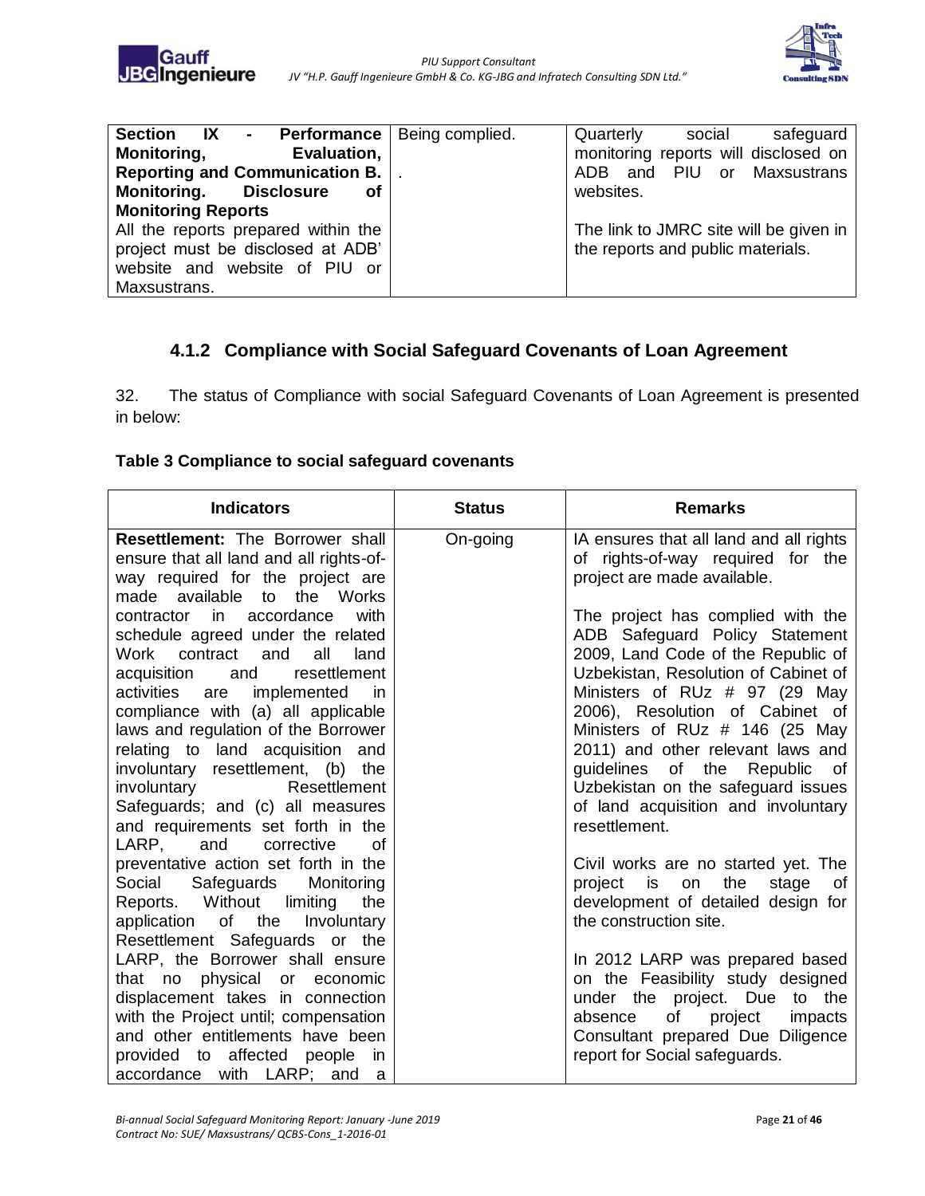| | | |
|---|---|---|
| **Section IX - Performance Monitoring, Evaluation, Reporting and Communication B. Monitoring. Disclosure of Monitoring Reports** All the reports prepared within the project must be disclosed at ADB' website and website of PIU or Maxsustrans. | Being complied. . | Quarterly social safeguard monitoring reports will disclosed on ADB and PIU or Maxsustrans websites. The link to JMRC site will be given in the reports and public materials. |

### 4.1.2 Compliance with Social Safeguard Covenants of Loan Agreement

32. The status of Compliance with social Safeguard Covenants of Loan Agreement is presented in below:

**Table 3 Compliance to social safeguard covenants**

| Indicators | Status | Remarks |
|---|---|---|
| **Resettlement:** The Borrower shall ensure that all land and all rights-of-way required for the project are made available to the Works contractor in accordance with schedule agreed under the related Work contract and all land acquisition and resettlement activities are implemented in compliance with (a) all applicable laws and regulation of the Borrower relating to land acquisition and involuntary resettlement, (b) the involuntary Resettlement Safeguards; and (c) all measures and requirements set forth in the LARP, and corrective of preventative action set forth in the Social Safeguards Monitoring Reports. Without limiting the application of the Involuntary Resettlement Safeguards or the LARP, the Borrower shall ensure that no physical or economic displacement takes in connection with the Project until; compensation and other entitlements have been provided to affected people in accordance with LARP; and a | On-going | IA ensures that all land and all rights of rights-of-way required for the project are made available. The project has complied with the ADB Safeguard Policy Statement 2009, Land Code of the Republic of Uzbekistan, Resolution of Cabinet of Ministers of RUz # 97 (29 May 2006), Resolution of Cabinet of Ministers of RUz # 146 (25 May 2011) and other relevant laws and guidelines of the Republic of Uzbekistan on the safeguard issues of land acquisition and involuntary resettlement. Civil works are no started yet. The project is on the stage of development of detailed design for the construction site. In 2012 LARP was prepared based on the Feasibility study designed under the project. Due to the absence of project impacts Consultant prepared Due Diligence report for Social safeguards. |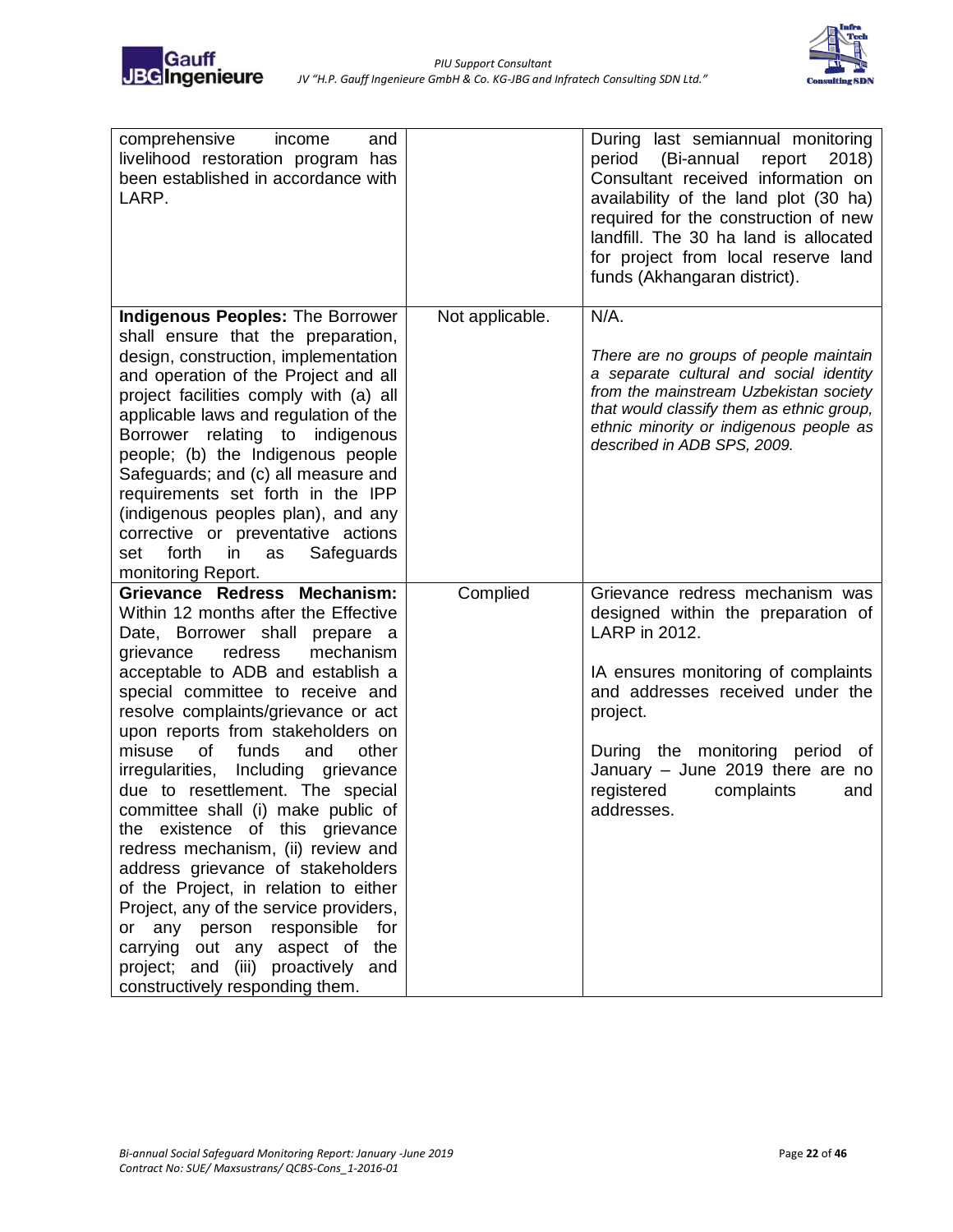| | | |
|---|---|---|
| comprehensive income and livelihood restoration program has been established in accordance with LARP. | | During last semiannual monitoring period (Bi-annual report 2018) Consultant received information on availability of the land plot (30 ha) required for the construction of new landfill. The 30 ha land is allocated for project from local reserve land funds (Akhangaran district). |
| **Indigenous Peoples:** The Borrower shall ensure that the preparation, design, construction, implementation and operation of the Project and all project facilities comply with (a) all applicable laws and regulation of the Borrower relating to indigenous people; (b) the Indigenous people Safeguards; and (c) all measure and requirements set forth in the IPP (indigenous peoples plan), and any corrective or preventative actions set forth in as Safeguards monitoring Report. | Not applicable. | N/A.<br><br>*There are no groups of people maintain a separate cultural and social identity from the mainstream Uzbekistan society that would classify them as ethnic group, ethnic minority or indigenous people as described in ADB SPS, 2009.* |
| **Grievance Redress Mechanism:** Within 12 months after the Effective Date, Borrower shall prepare a grievance redress mechanism acceptable to ADB and establish a special committee to receive and resolve complaints/grievance or act upon reports from stakeholders on misuse of funds and other irregularities, Including grievance due to resettlement. The special committee shall (i) make public of the existence of this grievance redress mechanism, (ii) review and address grievance of stakeholders of the Project, in relation to either Project, any of the service providers, or any person responsible for carrying out any aspect of the project; and (iii) proactively and constructively responding them. | Complied | Grievance redress mechanism was designed within the preparation of LARP in 2012.<br><br>IA ensures monitoring of complaints and addresses received under the project.<br><br>During the monitoring period of January – June 2019 there are no registered complaints and addresses. |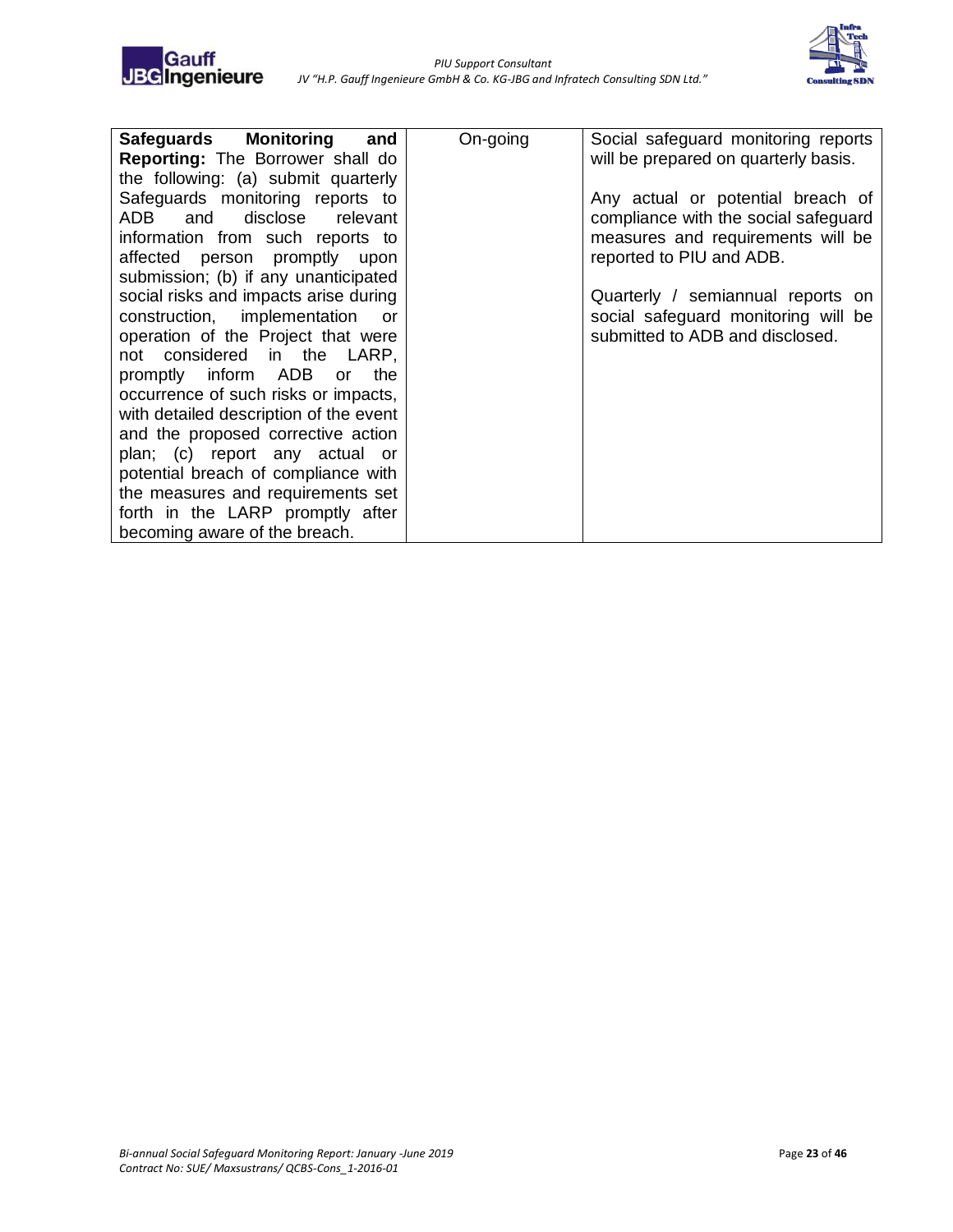| | | |
|---|---|---|
| **Safeguards Monitoring and Reporting:** The Borrower shall do the following: (a) submit quarterly Safeguards monitoring reports to ADB and disclose relevant information from such reports to affected person promptly upon submission; (b) if any unanticipated social risks and impacts arise during construction, implementation or operation of the Project that were not considered in the LARP, promptly inform ADB or the occurrence of such risks or impacts, with detailed description of the event and the proposed corrective action plan; (c) report any actual or potential breach of compliance with the measures and requirements set forth in the LARP promptly after becoming aware of the breach. | On-going | Social safeguard monitoring reports will be prepared on quarterly basis.<br><br>Any actual or potential breach of compliance with the social safeguard measures and requirements will be reported to PIU and ADB.<br><br>Quarterly / semiannual reports on social safeguard monitoring will be submitted to ADB and disclosed. |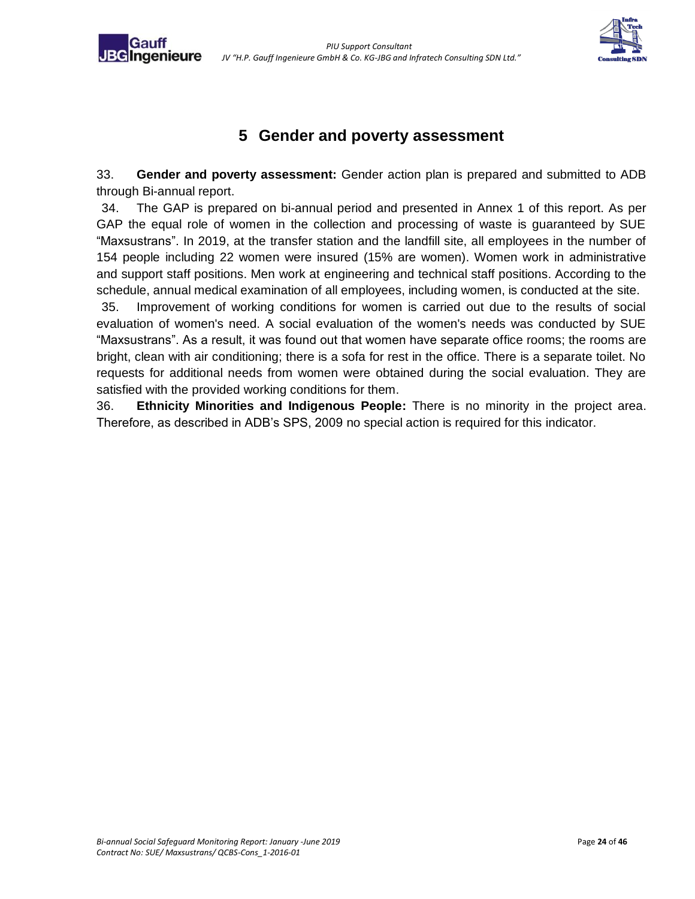# 5 Gender and poverty assessment

33. **Gender and poverty assessment:** Gender action plan is prepared and submitted to ADB through Bi-annual report.

34. The GAP is prepared on bi-annual period and presented in Annex 1 of this report. As per GAP the equal role of women in the collection and processing of waste is guaranteed by SUE "Maxsustrans". In 2019, at the transfer station and the landfill site, all employees in the number of 154 people including 22 women were insured (15% are women). Women work in administrative and support staff positions. Men work at engineering and technical staff positions. According to the schedule, annual medical examination of all employees, including women, is conducted at the site.

35. Improvement of working conditions for women is carried out due to the results of social evaluation of women's need. A social evaluation of the women's needs was conducted by SUE "Maxsustrans". As a result, it was found out that women have separate office rooms; the rooms are bright, clean with air conditioning; there is a sofa for rest in the office. There is a separate toilet. No requests for additional needs from women were obtained during the social evaluation. They are satisfied with the provided working conditions for them.

36. **Ethnicity Minorities and Indigenous People:** There is no minority in the project area. Therefore, as described in ADB's SPS, 2009 no special action is required for this indicator.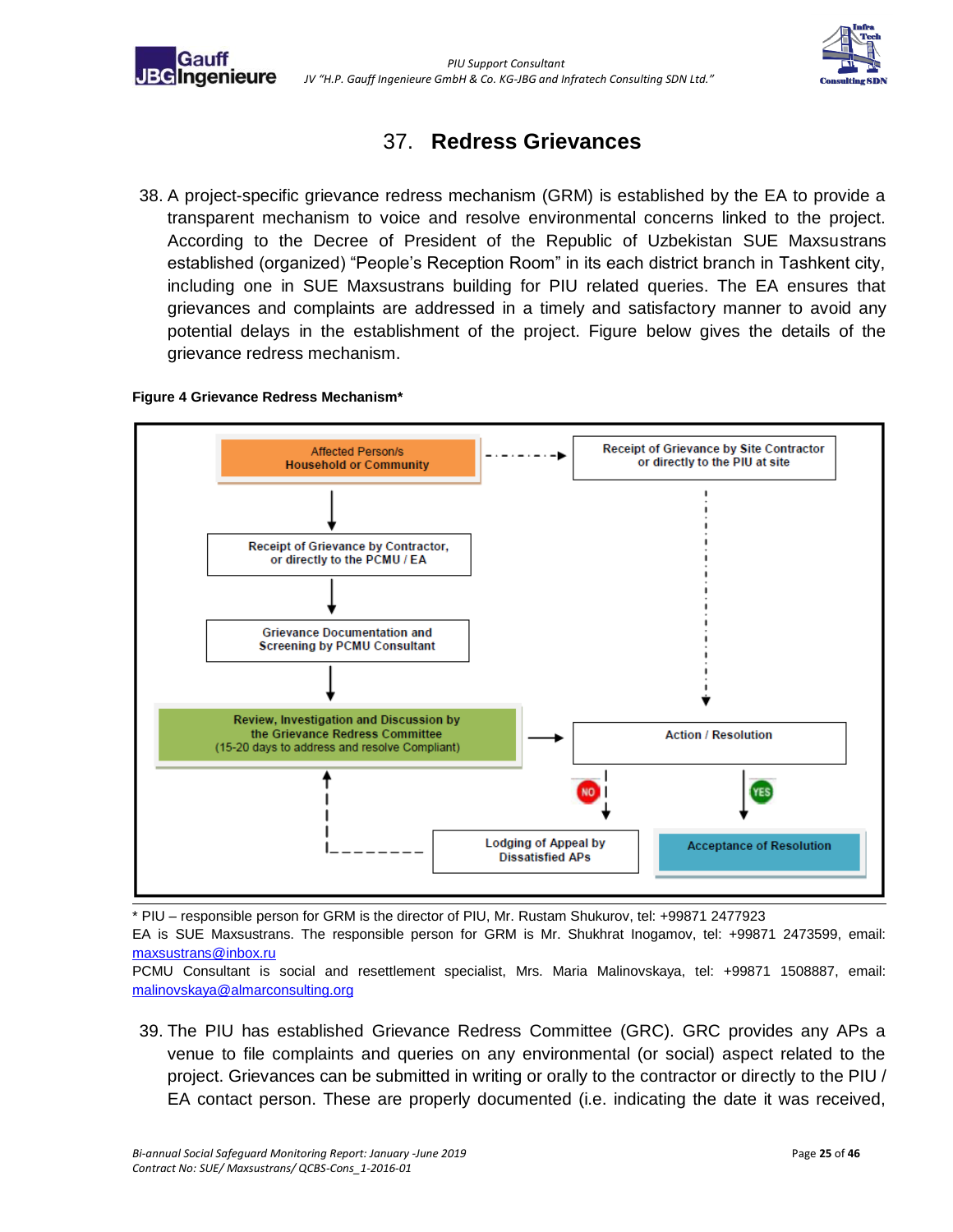# 37. Redress Grievances

38. A project-specific grievance redress mechanism (GRM) is established by the EA to provide a transparent mechanism to voice and resolve environmental concerns linked to the project. According to the Decree of President of the Republic of Uzbekistan SUE Maxsustrans established (organized) "People's Reception Room" in its each district branch in Tashkent city, including one in SUE Maxsustrans building for PIU related queries. The EA ensures that grievances and complaints are addressed in a timely and satisfactory manner to avoid any potential delays in the establishment of the project. Figure below gives the details of the grievance redress mechanism.

**Figure 4 Grievance Redress Mechanism***

Affected Person/s **Household or Community**

Receipt of Grievance by Site Contractor or directly to the PIU at site

Receipt of Grievance by Contractor, or directly to the PCMU / EA

Grievance Documentation and Screening by PCMU Consultant

Review, Investigation and Discussion by the Grievance Redress Committee (15-20 days to address and resolve Compliant)

Action / Resolution

NO

YES

Lodging of Appeal by Dissatisfied APs

Acceptance of Resolution

* PIU – responsible person for GRM is the director of PIU, Mr. Rustam Shukurov, tel: +99871 2477923

EA is SUE Maxsustrans. The responsible person for GRM is Mr. Shukhrat Inogamov, tel: +99871 2473599, email: maxsustrans@inbox.ru

PCMU Consultant is social and resettlement specialist, Mrs. Maria Malinovskaya, tel: +99871 1508887, email: malinovskaya@almarconsulting.org

39. The PIU has established Grievance Redress Committee (GRC). GRC provides any APs a venue to file complaints and queries on any environmental (or social) aspect related to the project. Grievances can be submitted in writing or orally to the contractor or directly to the PIU / EA contact person. These are properly documented (i.e. indicating the date it was received,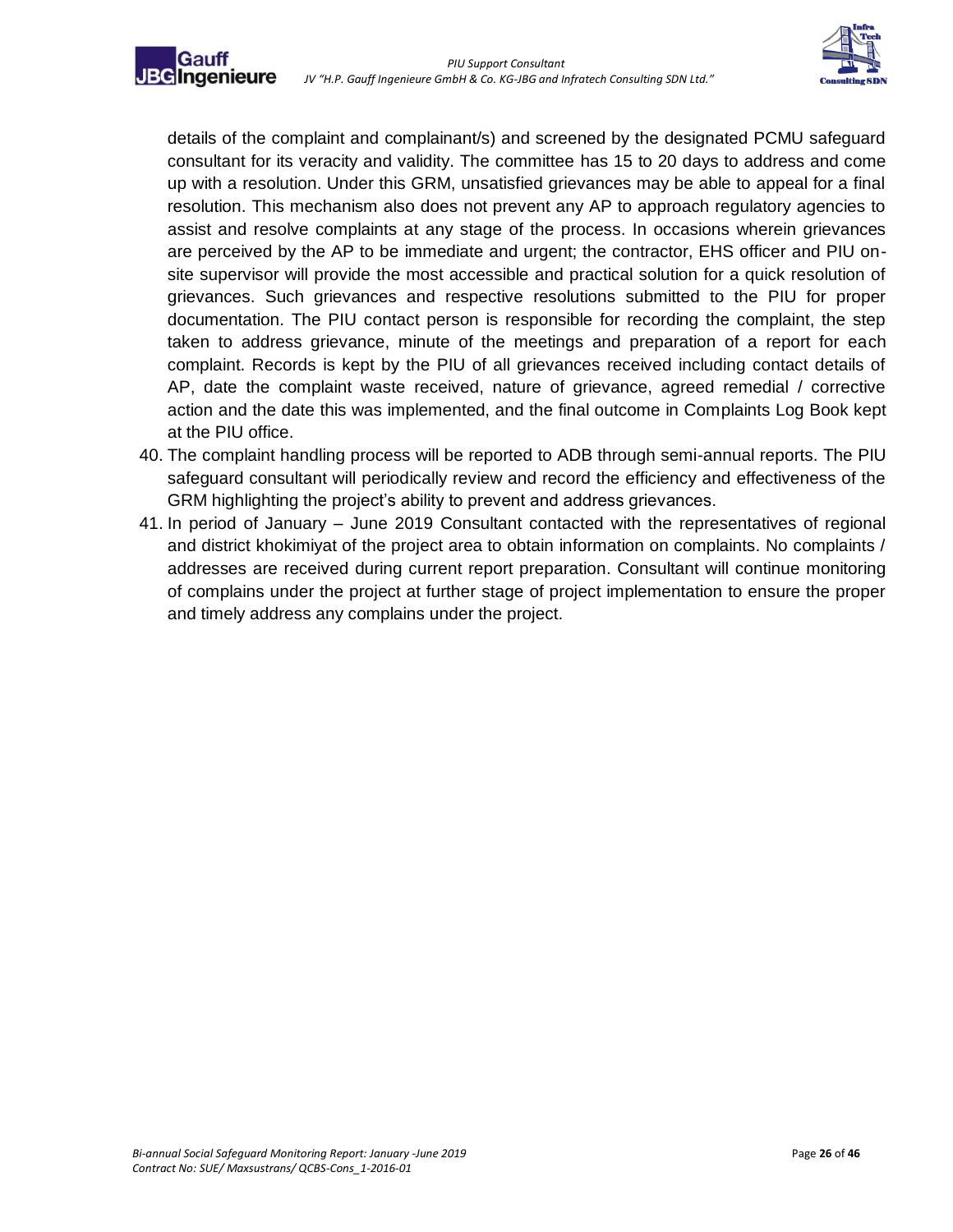details of the complaint and complainant/s) and screened by the designated PCMU safeguard consultant for its veracity and validity. The committee has 15 to 20 days to address and come up with a resolution. Under this GRM, unsatisfied grievances may be able to appeal for a final resolution. This mechanism also does not prevent any AP to approach regulatory agencies to assist and resolve complaints at any stage of the process. In occasions wherein grievances are perceived by the AP to be immediate and urgent; the contractor, EHS officer and PIU on-site supervisor will provide the most accessible and practical solution for a quick resolution of grievances. Such grievances and respective resolutions submitted to the PIU for proper documentation. The PIU contact person is responsible for recording the complaint, the step taken to address grievance, minute of the meetings and preparation of a report for each complaint. Records is kept by the PIU of all grievances received including contact details of AP, date the complaint waste received, nature of grievance, agreed remedial / corrective action and the date this was implemented, and the final outcome in Complaints Log Book kept at the PIU office.

40. The complaint handling process will be reported to ADB through semi-annual reports. The PIU safeguard consultant will periodically review and record the efficiency and effectiveness of the GRM highlighting the project's ability to prevent and address grievances.
41. In period of January – June 2019 Consultant contacted with the representatives of regional and district khokimiyat of the project area to obtain information on complaints. No complaints / addresses are received during current report preparation. Consultant will continue monitoring of complains under the project at further stage of project implementation to ensure the proper and timely address any complains under the project.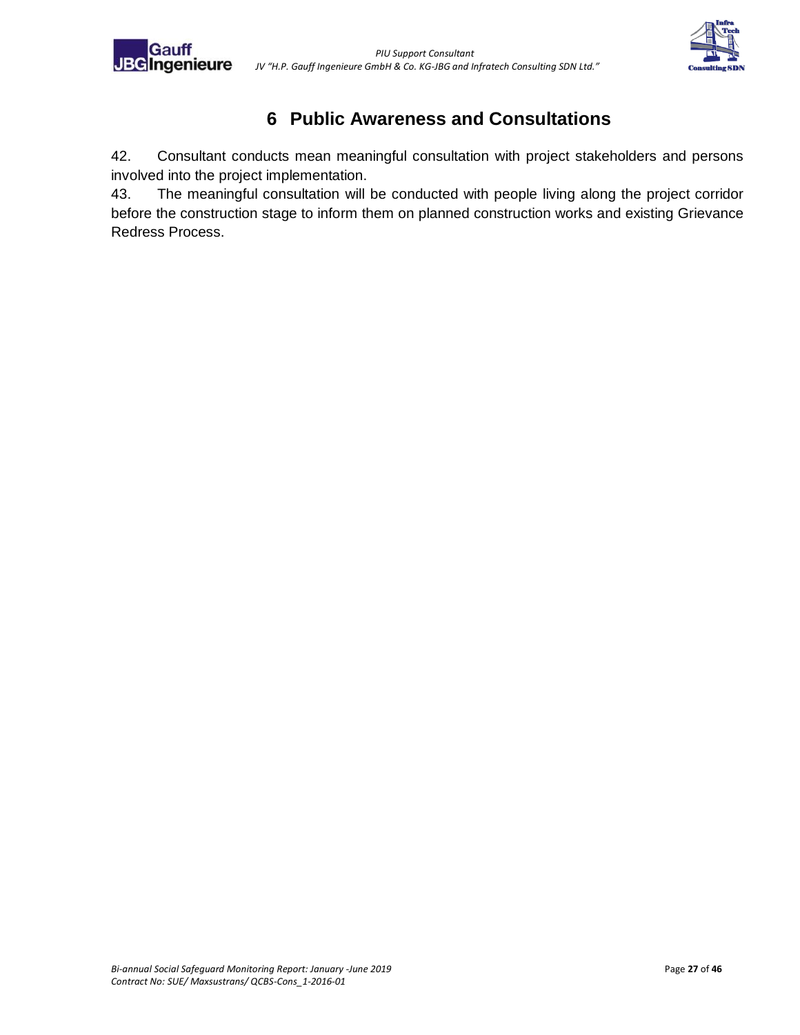# 6 Public Awareness and Consultations

42. Consultant conducts mean meaningful consultation with project stakeholders and persons involved into the project implementation.

43. The meaningful consultation will be conducted with people living along the project corridor before the construction stage to inform them on planned construction works and existing Grievance Redress Process.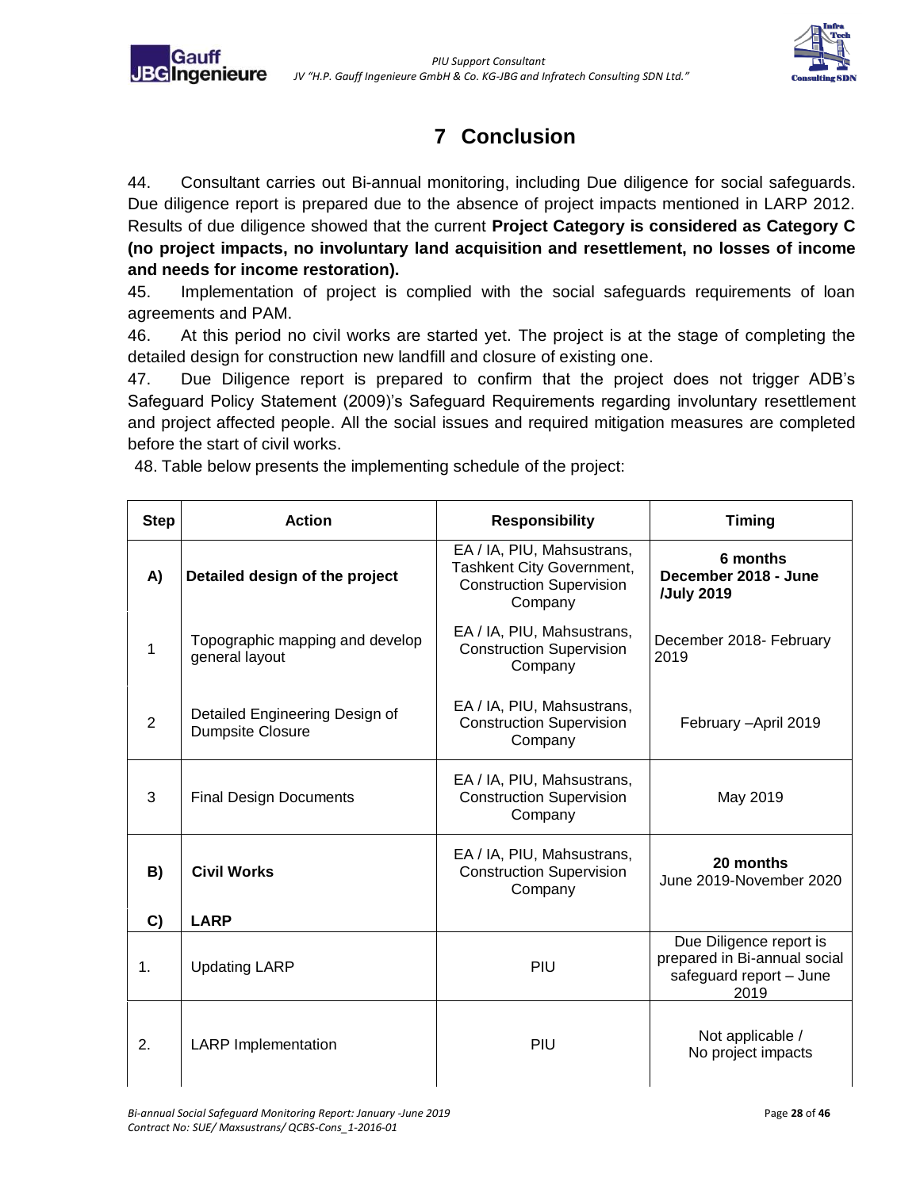# 7 Conclusion

44. Consultant carries out Bi-annual monitoring, including Due diligence for social safeguards. Due diligence report is prepared due to the absence of project impacts mentioned in LARP 2012. Results of due diligence showed that the current **Project Category is considered as Category C (no project impacts, no involuntary land acquisition and resettlement, no losses of income and needs for income restoration).**

45. Implementation of project is complied with the social safeguards requirements of loan agreements and PAM.

46. At this period no civil works are started yet. The project is at the stage of completing the detailed design for construction new landfill and closure of existing one.

47. Due Diligence report is prepared to confirm that the project does not trigger ADB's Safeguard Policy Statement (2009)'s Safeguard Requirements regarding involuntary resettlement and project affected people. All the social issues and required mitigation measures are completed before the start of civil works.

48. Table below presents the implementing schedule of the project:

| Step | Action | Responsibility | Timing |
|---|---|---|---|
| **A)** | **Detailed design of the project** | EA / IA, PIU, Mahsustrans, Tashkent City Government, Construction Supervision Company | **6 months December 2018 - June /July 2019** |
| 1 | Topographic mapping and develop general layout | EA / IA, PIU, Mahsustrans, Construction Supervision Company | December 2018- February 2019 |
| 2 | Detailed Engineering Design of Dumpsite Closure | EA / IA, PIU, Mahsustrans, Construction Supervision Company | February –April 2019 |
| 3 | Final Design Documents | EA / IA, PIU, Mahsustrans, Construction Supervision Company | May 2019 |
| **B)** | **Civil Works** | EA / IA, PIU, Mahsustrans, Construction Supervision Company | **20 months** June 2019-November 2020 |
| **C)** | **LARP** | | |
| 1. | Updating LARP | PIU | Due Diligence report is prepared in Bi-annual social safeguard report – June 2019 |
| 2. | LARP Implementation | PIU | Not applicable / No project impacts |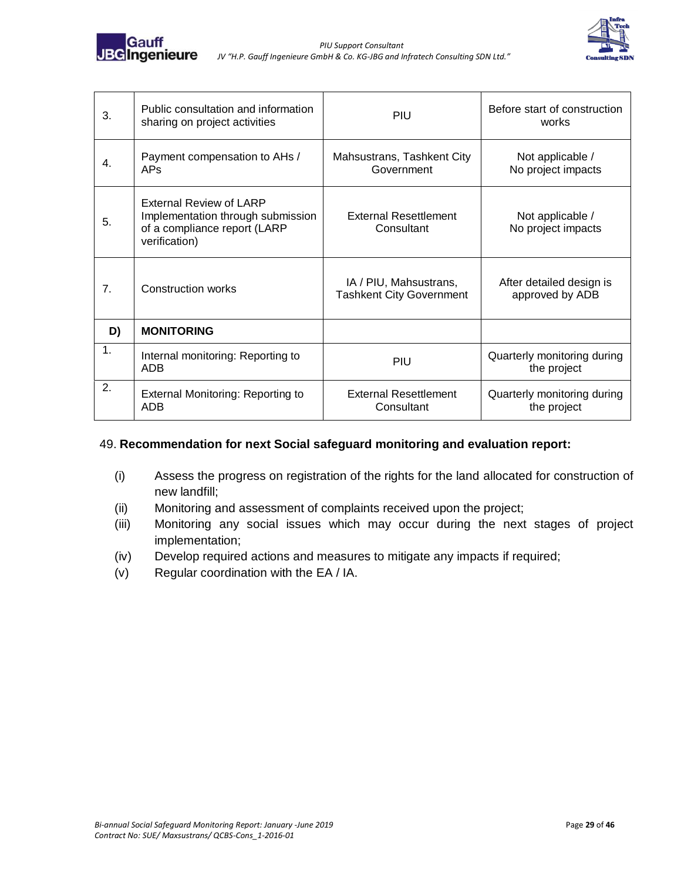| 3. | Public consultation and information sharing on project activities | PIU | Before start of construction works |
|---|---|---|---|
| 4. | Payment compensation to AHs / APs | Mahsustrans, Tashkent City Government | Not applicable / No project impacts |
| 5. | External Review of LARP Implementation through submission of a compliance report (LARP verification) | External Resettlement Consultant | Not applicable / No project impacts |
| 7. | Construction works | IA / PIU, Mahsustrans, Tashkent City Government | After detailed design is approved by ADB |
| **D)** | **MONITORING** | | |
| 1. | Internal monitoring: Reporting to ADB | PIU | Quarterly monitoring during the project |
| 2. | External Monitoring: Reporting to ADB | External Resettlement Consultant | Quarterly monitoring during the project |

49. **Recommendation for next Social safeguard monitoring and evaluation report:**

(i) Assess the progress on registration of the rights for the land allocated for construction of new landfill;

(ii) Monitoring and assessment of complaints received upon the project;

(iii) Monitoring any social issues which may occur during the next stages of project implementation;

(iv) Develop required actions and measures to mitigate any impacts if required;

(v) Regular coordination with the EA / IA.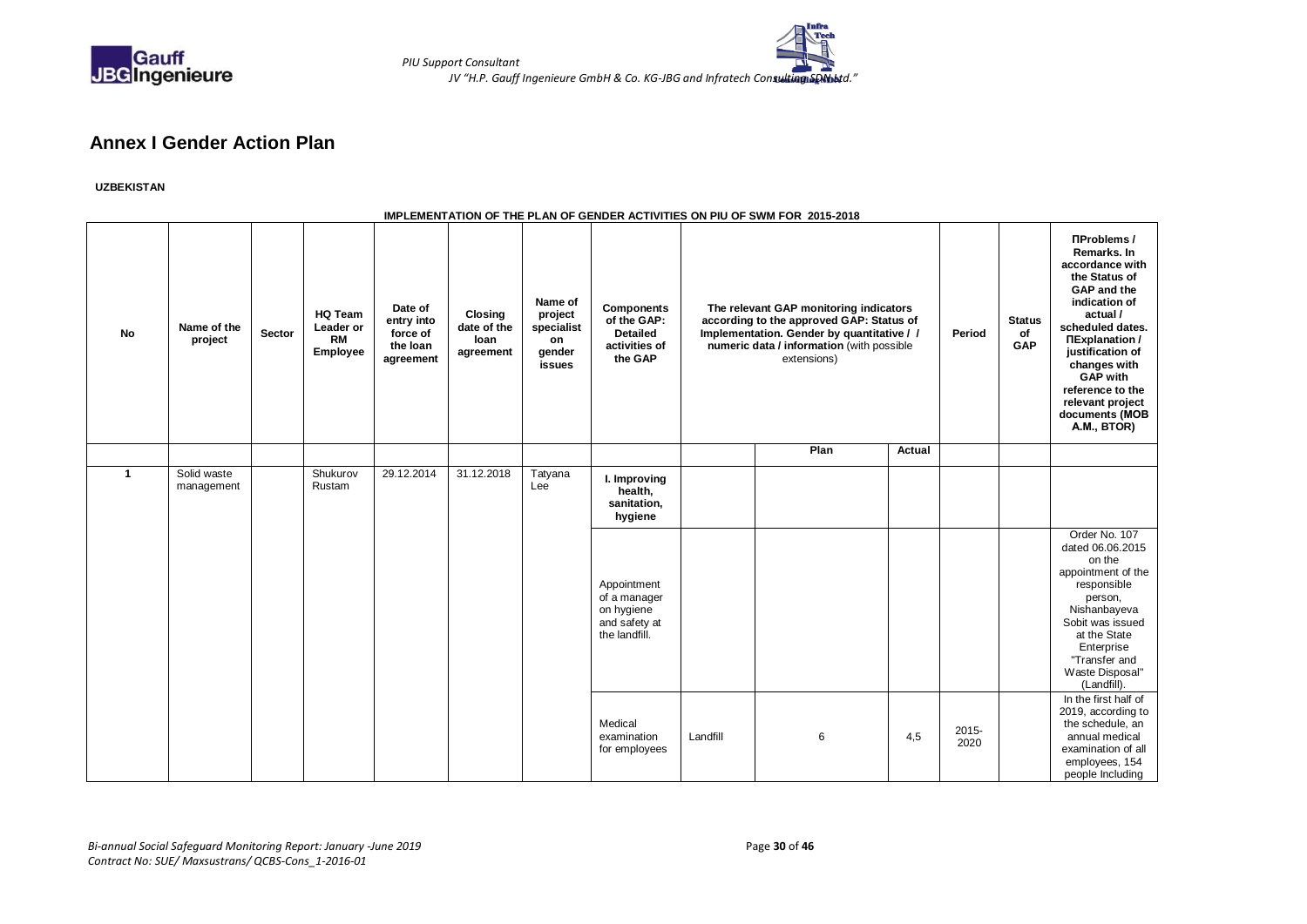## Annex I Gender Action Plan

**UZBEKISTAN**

**IMPLEMENTATION OF THE PLAN OF GENDER ACTIVITIES ON PIU OF SWM FOR 2015-2018**

| No | Name of the project | Sector | HQ Team Leader or RM Employee | Date of entry into force of the loan agreement | Closing date of the loan agreement | Name of project specialist on gender issues | Components of the GAP: Detailed activities of the GAP | The relevant GAP monitoring indicators according to the approved GAP: Status of Implementation. Gender by quantitative / / numeric data / information (with possible extensions) | | | Period | Status of GAP | ПProblems / Remarks. In accordance with the Status of GAP and the indication of actual / scheduled dates. ПExplanation / justification of changes with GAP with reference to the relevant project documents (MOB A.M., BTOR) |
|---|---|---|---|---|---|---|---|---|---|---|---|---|---|
| | | | | | | | | | Plan | Actual | | | |
| 1 | Solid waste management | | Shukurov Rustam | 29.12.2014 | 31.12.2018 | Tatyana Lee | **I. Improving health, sanitation, hygiene** | | | | | | |
| | | | | | | | Appointment of a manager on hygiene and safety at the landfill. | | | | | | Order No. 107 dated 06.06.2015 on the appointment of the responsible person, Nishanbayeva Sobit was issued at the State Enterprise "Transfer and Waste Disposal" (Landfill). |
| | | | | | | | Medical examination for employees | Landfill | 6 | 4,5 | 2015-2020 | | In the first half of 2019, according to the schedule, an annual medical examination of all employees, 154 people Including |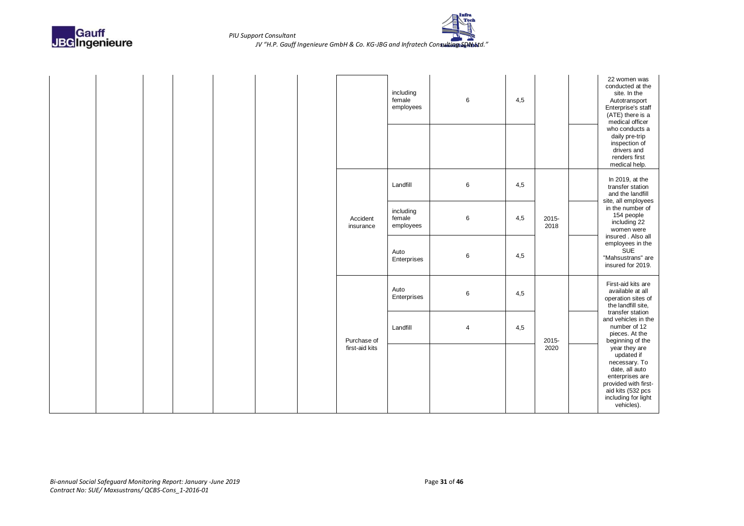|  |  |  |  |  |  |  |  |  |  |  |  |  |  |
|---|---|---|---|---|---|---|---|---|---|---|---|---|---|
|  |  |  |  |  |  |  |  | including female employees | 6 | 4,5 |  |  | 22 women was conducted at the site. In the Autotransport Enterprise's staff (ATE) there is a medical officer who conducts a daily pre-trip inspection of drivers and renders first medical help. |
|  |  |  |  |  |  |  |  |  |  |  |  |  |  |
|  |  |  |  |  |  |  | Accident insurance | Landfill | 6 | 4,5 | 2015-2018 |  | In 2019, at the transfer station and the landfill site, all employees in the number of 154 people including 22 women were insured . Also all employees in the SUE "Mahsustrans" are insured for 2019. |
|  |  |  |  |  |  |  |  | including female employees | 6 | 4,5 |  |  |  |
|  |  |  |  |  |  |  |  | Auto Enterprises | 6 | 4,5 |  |  |  |
|  |  |  |  |  |  |  | Purchase of first-aid kits | Auto Enterprises | 6 | 4,5 | 2015-2020 |  | First-aid kits are available at all operation sites of the landfill site, transfer station and vehicles in the number of 12 pieces. At the beginning of the year they are updated if necessary. To date, all auto enterprises are provided with first-aid kits (532 pcs including for light vehicles). |
|  |  |  |  |  |  |  |  | Landfill | 4 | 4,5 |  |  |  |
|  |  |  |  |  |  |  |  |  |  |  |  |  |  |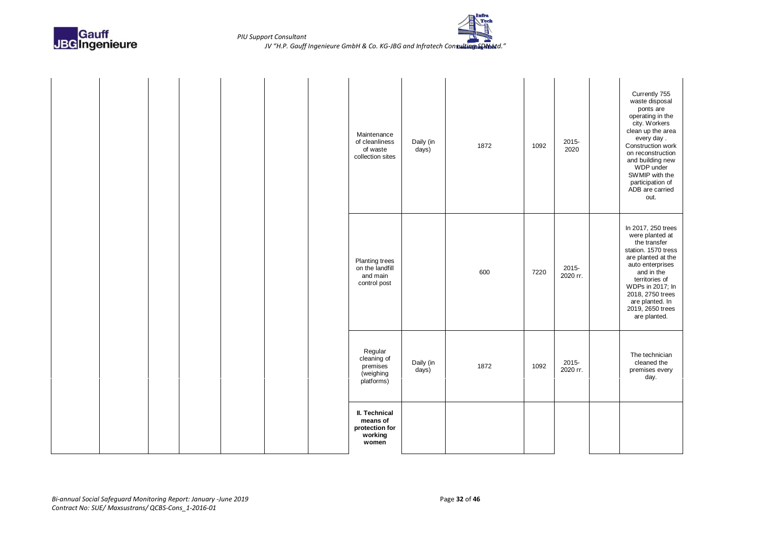| | | | | | | | | | | | | | |
|---|---|---|---|---|---|---|---|---|---|---|---|---|---|
| | | | | | | | Maintenance of cleanliness of waste collection sites | Daily (in days) | 1872 | 1092 | 2015-2020 | | Currently 755 waste disposal ponts are operating in the city. Workers clean up the area every day . Construction work on reconstruction and building new WDP under SWMIP with the participation of ADB are carried out. |
| | | | | | | | Planting trees on the landfill and main control post | | 600 | 7220 | 2015-2020 гг. | | In 2017, 250 trees were planted at the transfer station. 1570 tress are planted at the auto enterprises and in the territories of WDPs in 2017; In 2018, 2750 trees are planted. In 2019, 2650 trees are planted. |
| | | | | | | | Regular cleaning of premises (weighing platforms) | Daily (in days) | 1872 | 1092 | 2015-2020 гг. | | The technician cleaned the premises every day. |
| | | | | | | | **II. Technical means of protection for working women** | | | | | | |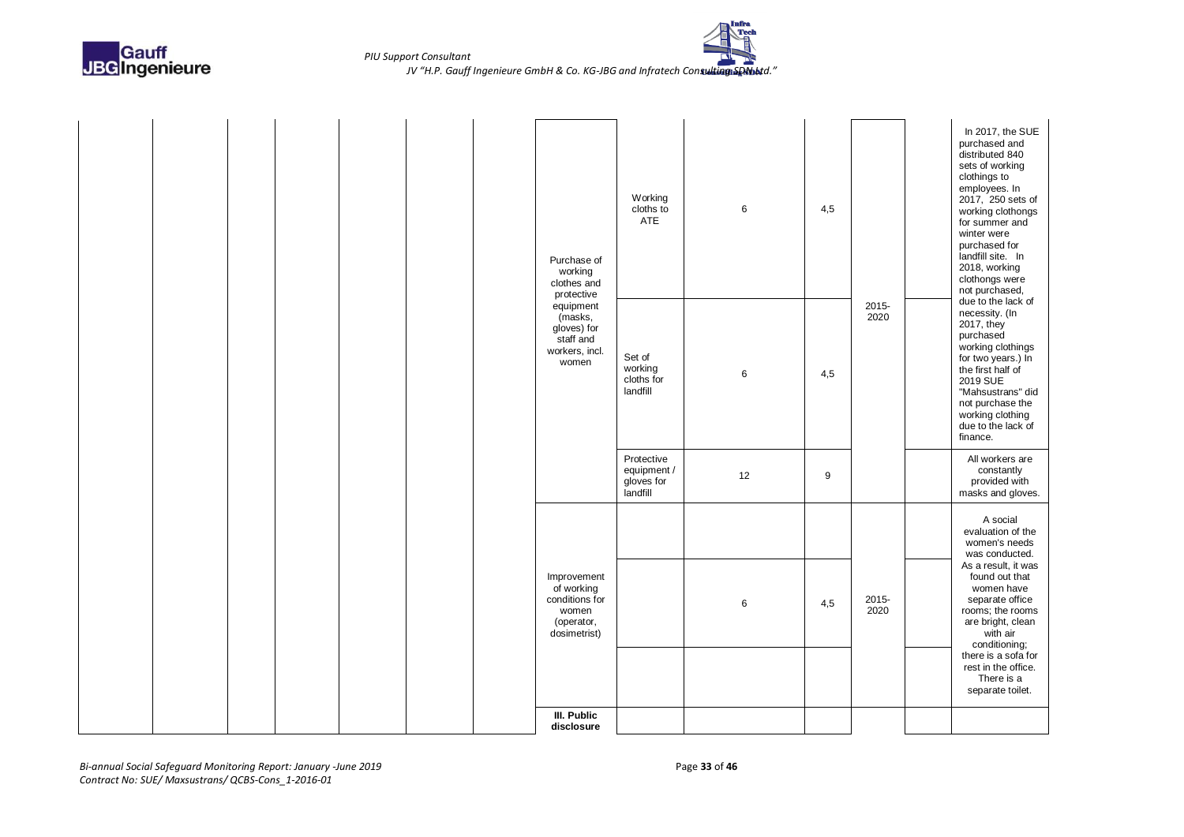| | | | | | | | | | | | | | |
|---|---|---|---|---|---|---|---|---|---|---|---|---|---|
| | | | | | | | Purchase of working clothes and protective equipment (masks, gloves) for staff and workers, incl. women | Working cloths to ATE | 6 | 4,5 | 2015-2020 | | In 2017, the SUE purchased and distributed 840 sets of working clothings to employees. In 2017, 250 sets of working clothongs for summer and winter were purchased for landfill site. In 2018, working clothongs were not purchased, due to the lack of necessity. (In 2017, they purchased working clothings for two years.) In the first half of 2019 SUE "Mahsustrans" did not purchase the working clothing due to the lack of finance. |
| | | | | | | | | Set of working cloths for landfill | 6 | 4,5 | | | |
| | | | | | | | | Protective equipment / gloves for landfill | 12 | 9 | | | All workers are constantly provided with masks and gloves. |
| | | | | | | | Improvement of working conditions for women (operator, dosimetrist) | | | | 2015-2020 | | A social evaluation of the women's needs was conducted. As a result, it was found out that women have separate office rooms; the rooms are bright, clean with air conditioning; there is a sofa for rest in the office. There is a separate toilet. |
| | | | | | | | | | 6 | 4,5 | | | |
| | | | | | | | | | | | | | |
| | | | | | | | **III. Public disclosure** | | | | | | |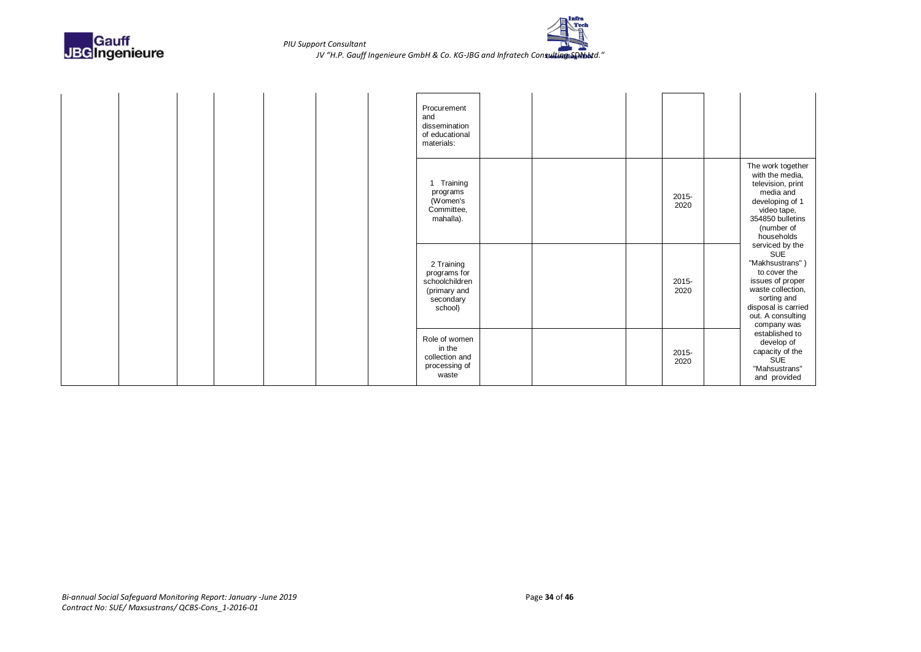|  |  |  |  |  |  |  | Procurement and dissemination of educational materials: |  |  |  |  |  |  |
|---|---|---|---|---|---|---|---|---|---|---|---|---|---|
|  |  |  |  |  |  |  | 1 Training programs (Women's Committee, mahalla). |  |  |  | 2015-2020 |  | The work together with the media, television, print media and developing of 1 video tape, 354850 bulletins (number of households serviced by the SUE "Makhsustrans" ) to cover the issues of proper waste collection, sorting and disposal is carried out. A consulting company was established to develop of capacity of the SUE "Mahsustrans" and provided |
|  |  |  |  |  |  |  | 2 Training programs for schoolchildren (primary and secondary school) |  |  |  | 2015-2020 |  |  |
|  |  |  |  |  |  |  | Role of women in the collection and processing of waste |  |  |  | 2015-2020 |  |  |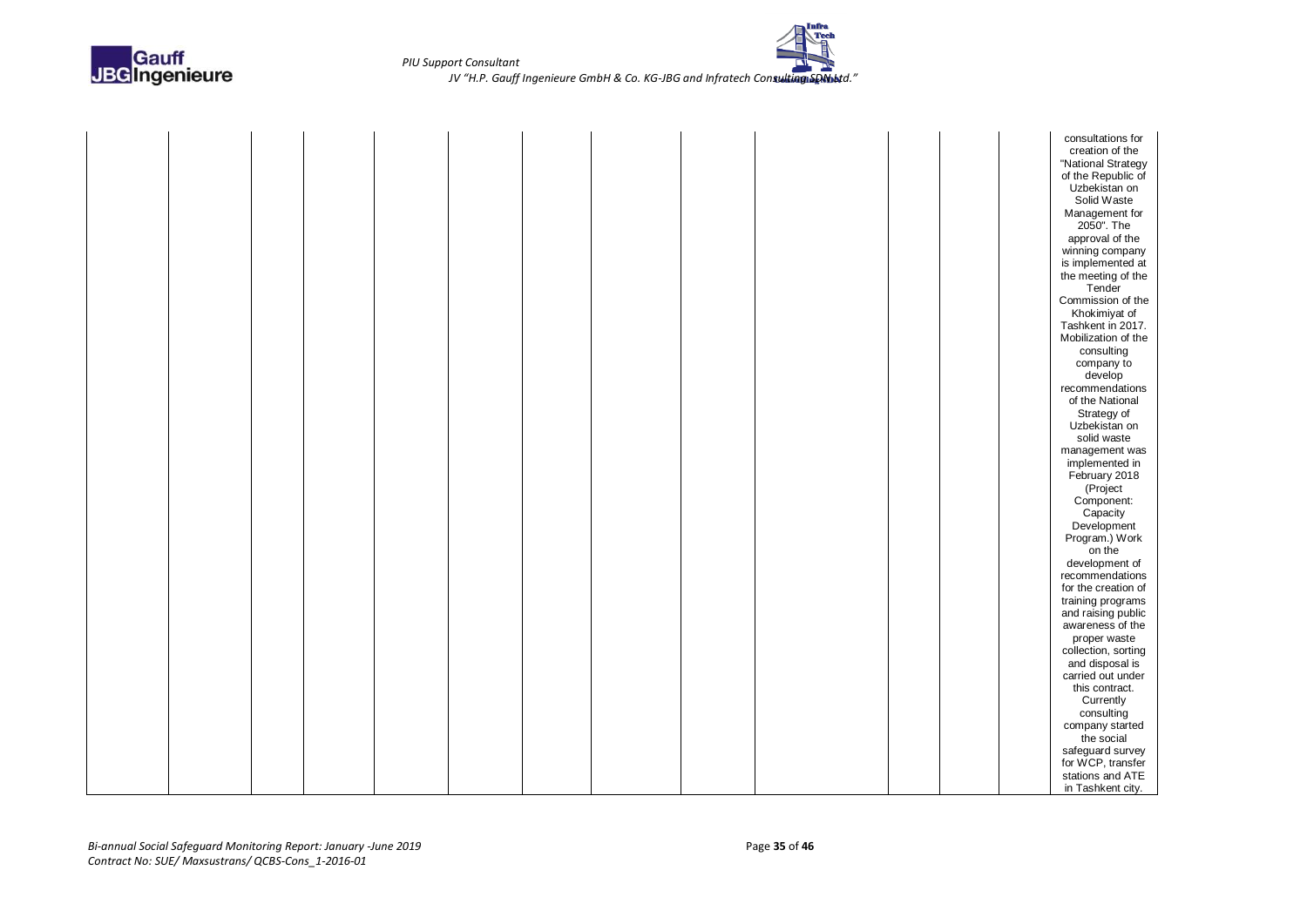|  |  |  |  |  |  |  |  |  |  |  |  |  |  |
|---|---|---|---|---|---|---|---|---|---|---|---|---|---|
|  |  |  |  |  |  |  |  |  |  |  |  |  | consultations for creation of the "National Strategy of the Republic of Uzbekistan on Solid Waste Management for 2050". The approval of the winning company is implemented at the meeting of the Tender Commission of the Khokimiyat of Tashkent in 2017. Mobilization of the consulting company to develop recommendations of the National Strategy of Uzbekistan on solid waste management was implemented in February 2018 (Project Component: Capacity Development Program.) Work on the development of recommendations for the creation of training programs and raising public awareness of the proper waste collection, sorting and disposal is carried out under this contract. Currently consulting company started the social safeguard survey for WCP, transfer stations and ATE in Tashkent city. |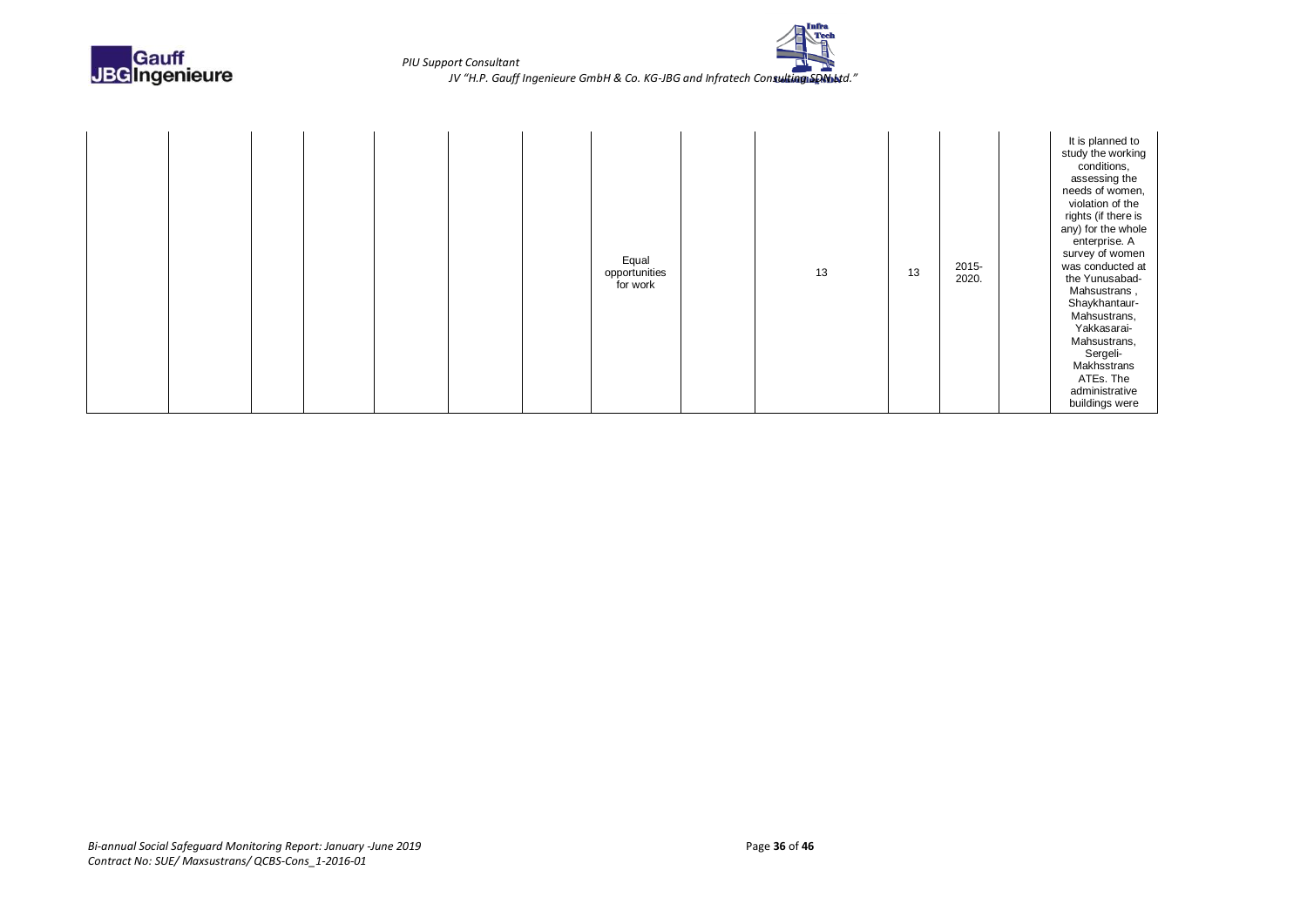|  |  |  |  |  |  |  |  |  |  |  |  |  |  |
|---|---|---|---|---|---|---|---|---|---|---|---|---|---|
|  |  |  |  |  |  |  | Equal opportunities for work |  | 13 | 13 | 2015-2020. |  | It is planned to study the working conditions, assessing the needs of women, violation of the rights (if there is any) for the whole enterprise. A survey of women was conducted at the Yunusabad-Mahsustrans , Shaykhantaur-Mahsustrans, Yakkasarai-Mahsustrans, Sergeli-Makhsstrans ATEs. The administrative buildings were |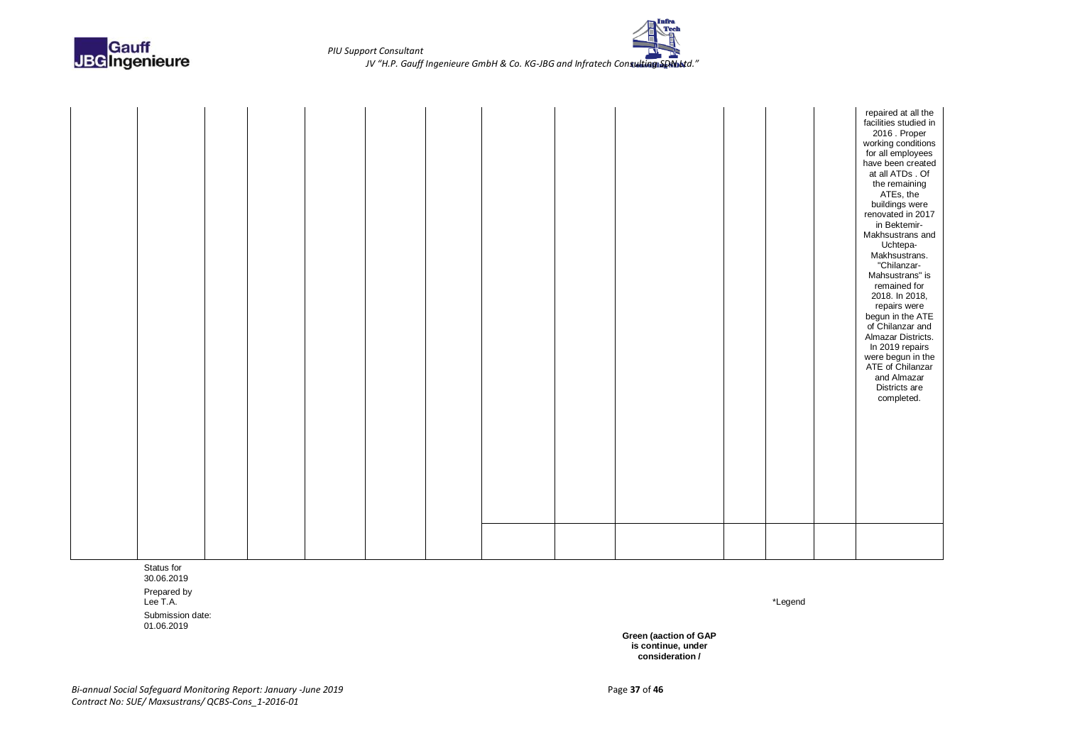| | | | | | | | | | | | | | |
|---|---|---|---|---|---|---|---|---|---|---|---|---|---|
| | | | | | | | | | | | | | repaired at all the facilities studied in 2016 . Proper working conditions for all employees have been created at all ATDs . Of the remaining ATEs, the buildings were renovated in 2017 in Bektemir-Makhsustrans and Uchtepa-Makhsustrans. "Chilanzar-Mahsustrans" is remained for 2018. In 2018, repairs were begun in the ATE of Chilanzar and Almazar Districts. In 2019 repairs were begun in the ATE of Chilanzar and Almazar Districts are completed. |
| | | | | | | | | | | | | | |

Status for 30.06.2019

Prepared by Lee T.A.

Submission date: 01.06.2019

*Legend

**Green (aaction of GAP is continue, under consideration /**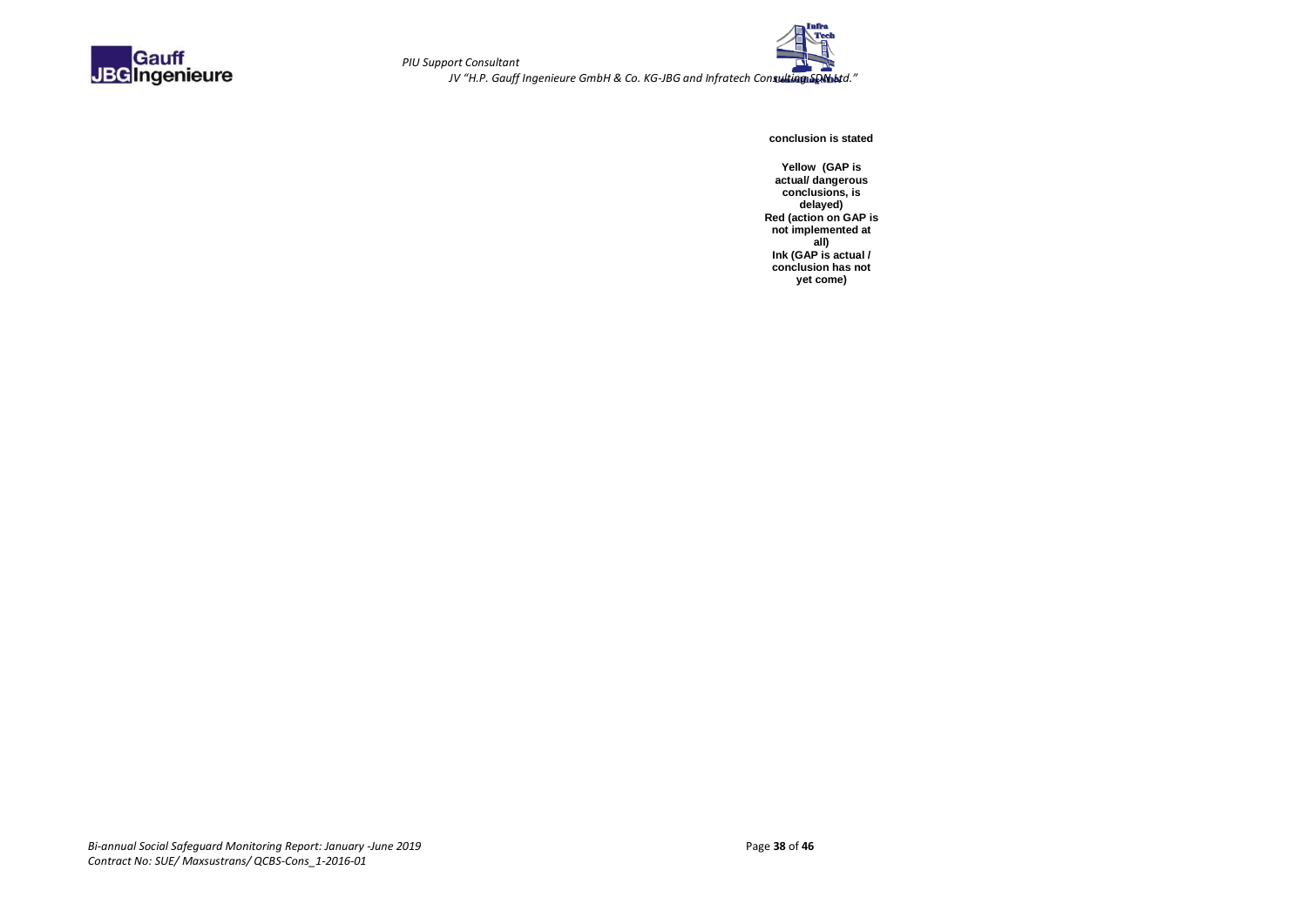**conclusion is stated**

**Yellow (GAP is actual/ dangerous conclusions, is delayed)**

**Red (action on GAP is not implemented at all)**

**Ink (GAP is actual / conclusion has not yet come)**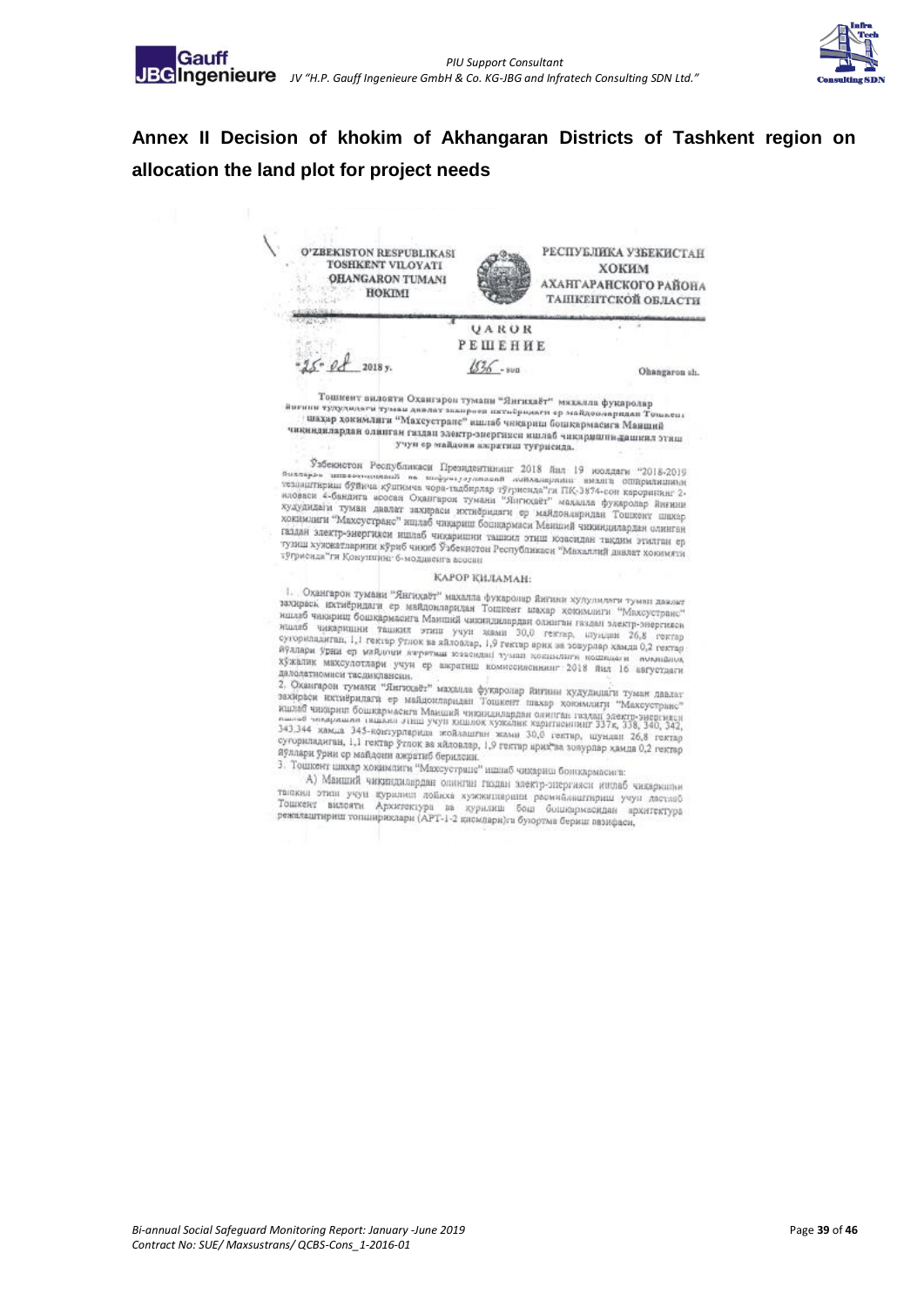## Annex II Decision of khokim of Akhangaran Districts of Tashkent region on allocation the land plot for project needs

O'ZBEKISTON RESPUBLIKASI
TOSHKENT VILOYATI
OHANGARON TUMANI
HOKIMI

РЕСПУБЛИКА УЗБЕКИСТАН
ХОКИМ
АХАНГАРАНСКОГО РАЙОНА
ТАШКЕНТСКОЙ ОБЛАСТИ

QAROR
РЕШЕНИЕ

"25" 08 2018 y. 1836 - son Ohangaron sh.

Тошкент вилояти Охангарон тумани "Янгихаёт" маҳалла фуқаролар йиғини ҳудудидаги туман давлат захирасидаги ер майдонларидан Тошкент шаҳар ҳокимлиги "Махсустранс" ишлаб чиқариш бошқармасига Маиший чиқиндилардан олинган газдан электр-энергияси ишлаб чиқаришни ташкил этиш учун ер майдони ажратиш тўғрисида.

Ўзбекистон Республикаси Президентининг 2018 йил 19 июлдаги "2018-2019 йилларда иш... ва ... ... ... ишларини ... бўйича қўшимча чора-тадбирлар тўғрисида"ги ПҚ-3874-сон қарорининг 2-иловаси 4-бандига асосан Охангарон тумани "Янгихаёт" маҳалла фуқаролар йиғини ҳудудидаги туман давлат захираси ихтиёридаги ер майдонларидан Тошкент шаҳар ҳокимлиги "Махсустранс" ишлаб чиқариш бошқармаси Маиший чиқиндилардан олинган газдан электр-энергияси ишлаб чиқаришни ташкил этиш юзасидан тақдим этилган ер тузиш ҳужжатларини кўриб чиқиб Ўзбекистон Республикаси "Маҳаллий давлат ҳокимияти тўғрисида"ги Қонунининг 6-моддасига асосан

### ҚАРОР ҚИЛАМАН:

1. Охангарон тумани "Янгихаёт" маҳалла фуқаролар йиғини ҳудудидаги туман давлат захираси ихтиёридаги ер майдонларидан Тошкент шаҳар ҳокимлиги "Махсустранс" ишлаб чиқариш бошқармасига Маиший чиқиндилардан олинган газдан электр-энергияси ишлаб чиқаришни ташкил этиш учун жами 30,0 гектар, шундан 26,8 гектар суғориладиган, 1,1 гектар ўтлоқ ва яйловлар, 1,9 гектар ариқ ва зовурлар ҳамда 0,2 гектар йўллари ўрни ер майдони ажратиш юзасидан туман ҳокимлиги ... ... ҳужалик маҳсулотлари учун ер ажратиш комиссиясининг 2018 йил 16 августдаги далолатномаси тасдиқлансин.

2. Охангарон тумани "Янгихаёт" маҳалла фуқаролар йиғини ҳудудидаги туман давлат захираси ихтиёридаги ер майдонларидан Тошкент шаҳар ҳокимлиги "Махсустранс" ишлаб чиқариш бошқармасига Маиший чиқиндилардан олинган газдан электр-энергияси ишлаб чиқаришни ташкил этиш учун қишлоқ хўжалик харитасининг 337к, 338, 340, 342, 343,344 ҳамда 345-контурларида жойлашган жами 30,0 гектар, шундан 26,8 гектар суғориладиган, 1,1 гектар ўтлоқ ва яйловлар, 1,9 гектар ариқ ва зовурлар ҳамда 0,2 гектар йўллари ўрни ер майдони ажратиб берилсин.

3. Тошкент шаҳар ҳокимлиги "Махсустранс" ишлаб чиқариш бошқармасига:

А) Маиший чиқиндилардан олинган газдан электр-энергияси ишлаб чиқаришни ташкил этиш учун қурилиш лойиҳа ҳужжатларини расмийлаштириш учун дастлаб Тошкент вилояти Архитектура ва қурилиш бош бошқармасидан архитектура режалаштириш топшириқлари (АРТ-1-2 қисмлари)га буюртма бериш вазифаси,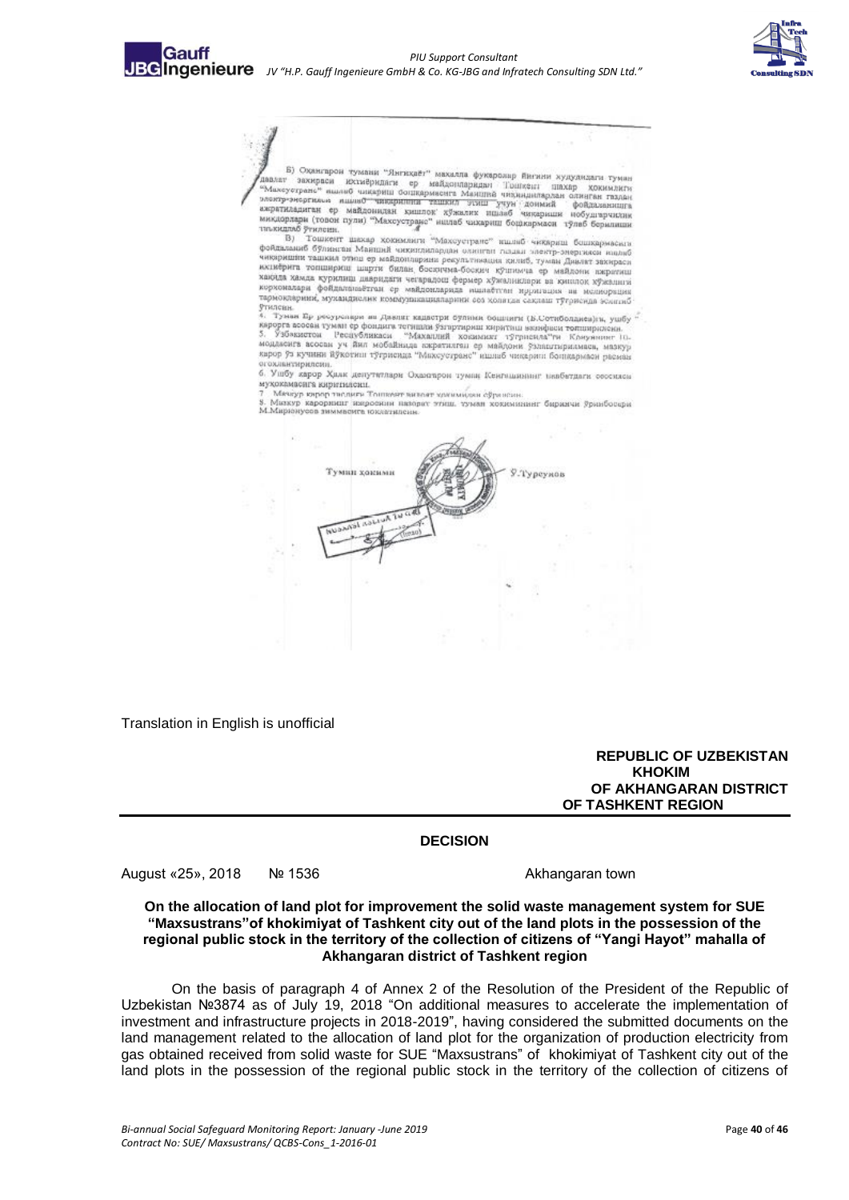Б) Оҳангарон тумани "Янгиҳаёт" маҳалла фуқаролар йиғини ҳудудидаги туман давлат захираси ихтиёридаги ер майдонларидан Тошкент шаҳар ҳокимлиги "Махсустранс" ишлаб чиқариш бошқармасига Маиший чиқиндилардан олинган газдан электр-энергияси ишлаб чиқаришни ташкил этиш учун доимий фойдаланишга ажратиладиган ер майдонидан қишлоқ хўжалик ишлаб чиқариши нобудгарчилик миқдорлари (товон пули) "Махсустранс" ишлаб чиқариш бошқармаси тўлаб берилиши таъкидлаб ўтилсин.

В) Тошкент шаҳар ҳокимлиги "Махсустранс" ишлаб чиқариш бошқармасига фойдаланиб бўлинган Маиший чиқиндилардан олинган газдан электр-энергияси ишлаб чиқаришни ташкил этиш ер майдонларини рекультивация қилиб, туман Давлат захираси ихтиёрига топшириш шарти билан, босқичма-босқич қўшимча ер майдони ажратиш хақида ҳамда қурилиш даврида чегарадош фермер хўжаликлари ва қишлоқ хўжалиги корхоналари фойдаланаётган ер майдонларида ишлаётган ирригация ва мелиорация тармоқларини, муҳандислик коммуникацияларини сөз ҳолатда сақлаш тўғрисида эслатиб ўтилсин.

4. Туман Ер ресурслари ва Давлат кадастри бўлими бошлиғи (Б.Сотиболдиева)га, ушбу қарорга асосан туман ер фондига тегишли ўзгартириш киритиш вазифаси топширилсин.

5. Ўзбекистон Республикаси "Маҳаллий ҳокимият тўғрисида"ги Қонунининг 10-моддасига асосан уч йил мобайнида ажратилган ер майдони ўзлаштирилмаса, мазкур қарор ўз кучини йўқотиши тўғрисида "Махсустранс" ишлаб чиқариш бошқармаси расман огоҳлантирилсин.

6. Ушбу қарор Халқ депутатлари Оҳангарон туман Кенгашининг навбатдаги сессияси муҳокамасига киритилсин.

7. Мазкур қарор тасдиғи Тошкент вилоят ҳокимлиги юборилсин.

8. Мазкур қарорнинг ижросини назорат этиш туман ҳокимининг биринчи ўринбосари М.Мирюнусов зиммасига юклатилсин.

Туман ҳокими Э.Турсунов

Translation in English is unofficial

**REPUBLIC OF UZBEKISTAN**
**KHOKIM**
**OF AKHANGARAN DISTRICT**
**OF TASHKENT REGION**

**DECISION**

August «25», 2018 № 1536 Akhangaran town

**On the allocation of land plot for improvement the solid waste management system for SUE "Maxsustrans"of khokimiyat of Tashkent city out of the land plots in the possession of the regional public stock in the territory of the collection of citizens of "Yangi Hayot" mahalla of Akhangaran district of Tashkent region**

On the basis of paragraph 4 of Annex 2 of the Resolution of the President of the Republic of Uzbekistan №3874 as of July 19, 2018 "On additional measures to accelerate the implementation of investment and infrastructure projects in 2018-2019", having considered the submitted documents on the land management related to the allocation of land plot for the organization of production electricity from gas obtained received from solid waste for SUE "Maxsustrans" of khokimiyat of Tashkent city out of the land plots in the possession of the regional public stock in the territory of the collection of citizens of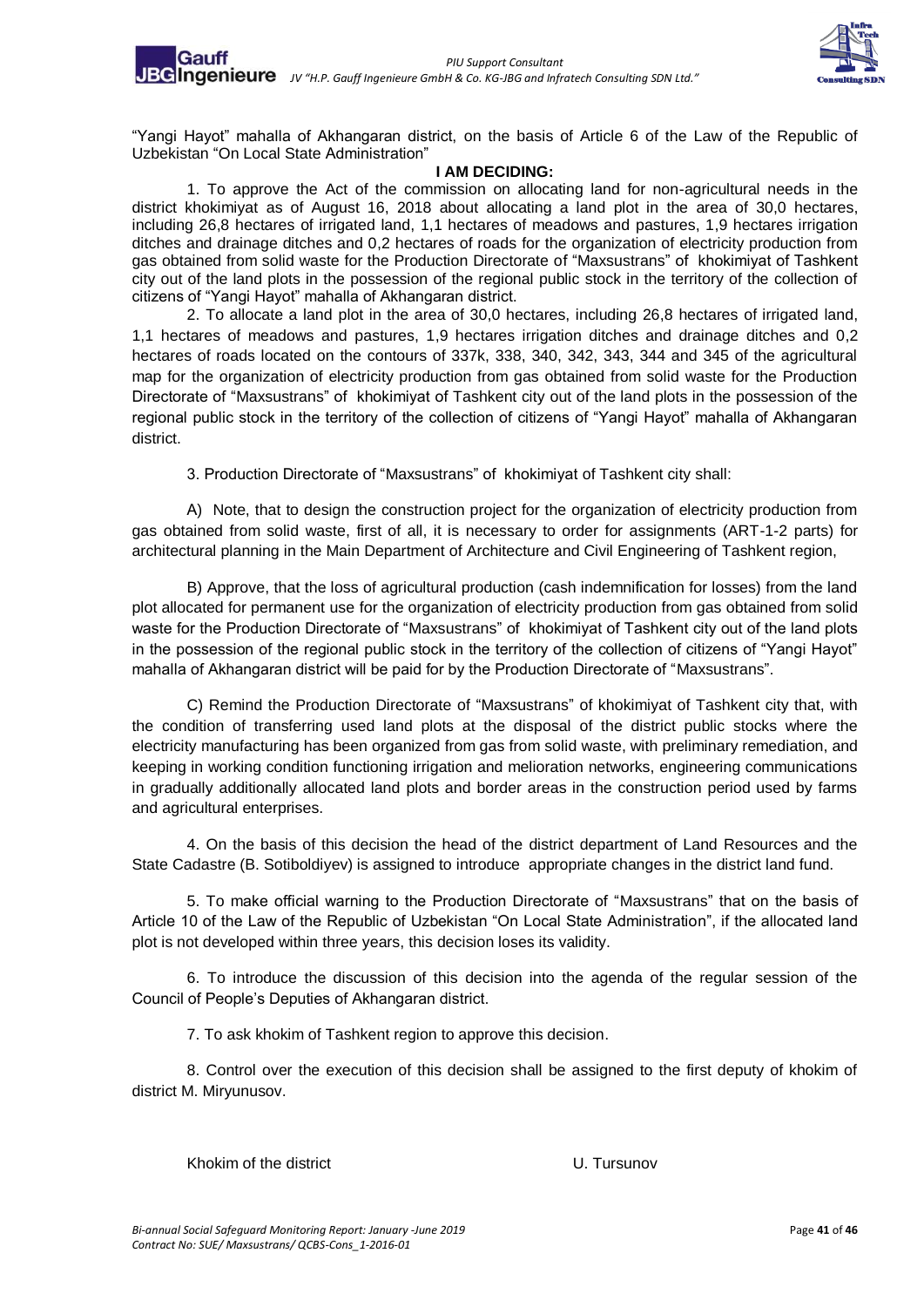"Yangi Hayot" mahalla of Akhangaran district, on the basis of Article 6 of the Law of the Republic of Uzbekistan "On Local State Administration"

**I AM DECIDING:**

1. To approve the Act of the commission on allocating land for non-agricultural needs in the district khokimiyat as of August 16, 2018 about allocating a land plot in the area of 30,0 hectares, including 26,8 hectares of irrigated land, 1,1 hectares of meadows and pastures, 1,9 hectares irrigation ditches and drainage ditches and 0,2 hectares of roads for the organization of electricity production from gas obtained from solid waste for the Production Directorate of "Maxsustrans" of khokimiyat of Tashkent city out of the land plots in the possession of the regional public stock in the territory of the collection of citizens of "Yangi Hayot" mahalla of Akhangaran district.

2. To allocate a land plot in the area of 30,0 hectares, including 26,8 hectares of irrigated land, 1,1 hectares of meadows and pastures, 1,9 hectares irrigation ditches and drainage ditches and 0,2 hectares of roads located on the contours of 337k, 338, 340, 342, 343, 344 and 345 of the agricultural map for the organization of electricity production from gas obtained from solid waste for the Production Directorate of "Maxsustrans" of khokimiyat of Tashkent city out of the land plots in the possession of the regional public stock in the territory of the collection of citizens of "Yangi Hayot" mahalla of Akhangaran district.

3. Production Directorate of "Maxsustrans" of khokimiyat of Tashkent city shall:

A) Note, that to design the construction project for the organization of electricity production from gas obtained from solid waste, first of all, it is necessary to order for assignments (ART-1-2 parts) for architectural planning in the Main Department of Architecture and Civil Engineering of Tashkent region,

B) Approve, that the loss of agricultural production (cash indemnification for losses) from the land plot allocated for permanent use for the organization of electricity production from gas obtained from solid waste for the Production Directorate of "Maxsustrans" of khokimiyat of Tashkent city out of the land plots in the possession of the regional public stock in the territory of the collection of citizens of "Yangi Hayot" mahalla of Akhangaran district will be paid for by the Production Directorate of "Maxsustrans".

C) Remind the Production Directorate of "Maxsustrans" of khokimiyat of Tashkent city that, with the condition of transferring used land plots at the disposal of the district public stocks where the electricity manufacturing has been organized from gas from solid waste, with preliminary remediation, and keeping in working condition functioning irrigation and melioration networks, engineering communications in gradually additionally allocated land plots and border areas in the construction period used by farms and agricultural enterprises.

4. On the basis of this decision the head of the district department of Land Resources and the State Cadastre (B. Sotiboldiyev) is assigned to introduce appropriate changes in the district land fund.

5. To make official warning to the Production Directorate of "Maxsustrans" that on the basis of Article 10 of the Law of the Republic of Uzbekistan "On Local State Administration", if the allocated land plot is not developed within three years, this decision loses its validity.

6. To introduce the discussion of this decision into the agenda of the regular session of the Council of People's Deputies of Akhangaran district.

7. To ask khokim of Tashkent region to approve this decision.

8. Control over the execution of this decision shall be assigned to the first deputy of khokim of district M. Miryunusov.

Khokim of the district U. Tursunov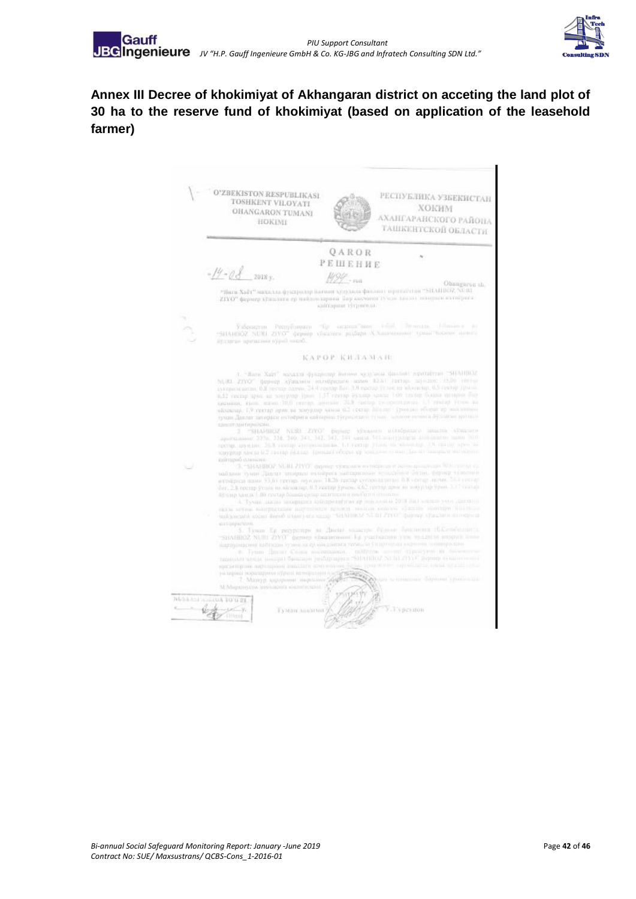**Annex III Decree of khokimiyat of Akhangaran district on acceting the land plot of 30 ha to the reserve fund of khokimiyat (based on application of the leasehold farmer)**

O'ZBEKISTON RESPUBLIKASI
TOSHKENT VILOYATI
OHANGARON TUMANI
HOKIMI

РЕСПУБЛИКА УЗБЕКИСТАН
ХОКИМ
АХАНГАРАНСКОГО РАЙОНА
ТАШКЕНТСКОЙ ОБЛАСТИ

QAROR
РЕШЕНИЕ

14-08 2018 у.

Ohangaron sh.

"SHAHBOZ NURI ZIYO" фермер хўжалиги

ҚАРОР ҚИЛАМАН:

Туман ҳокими У.Турсунов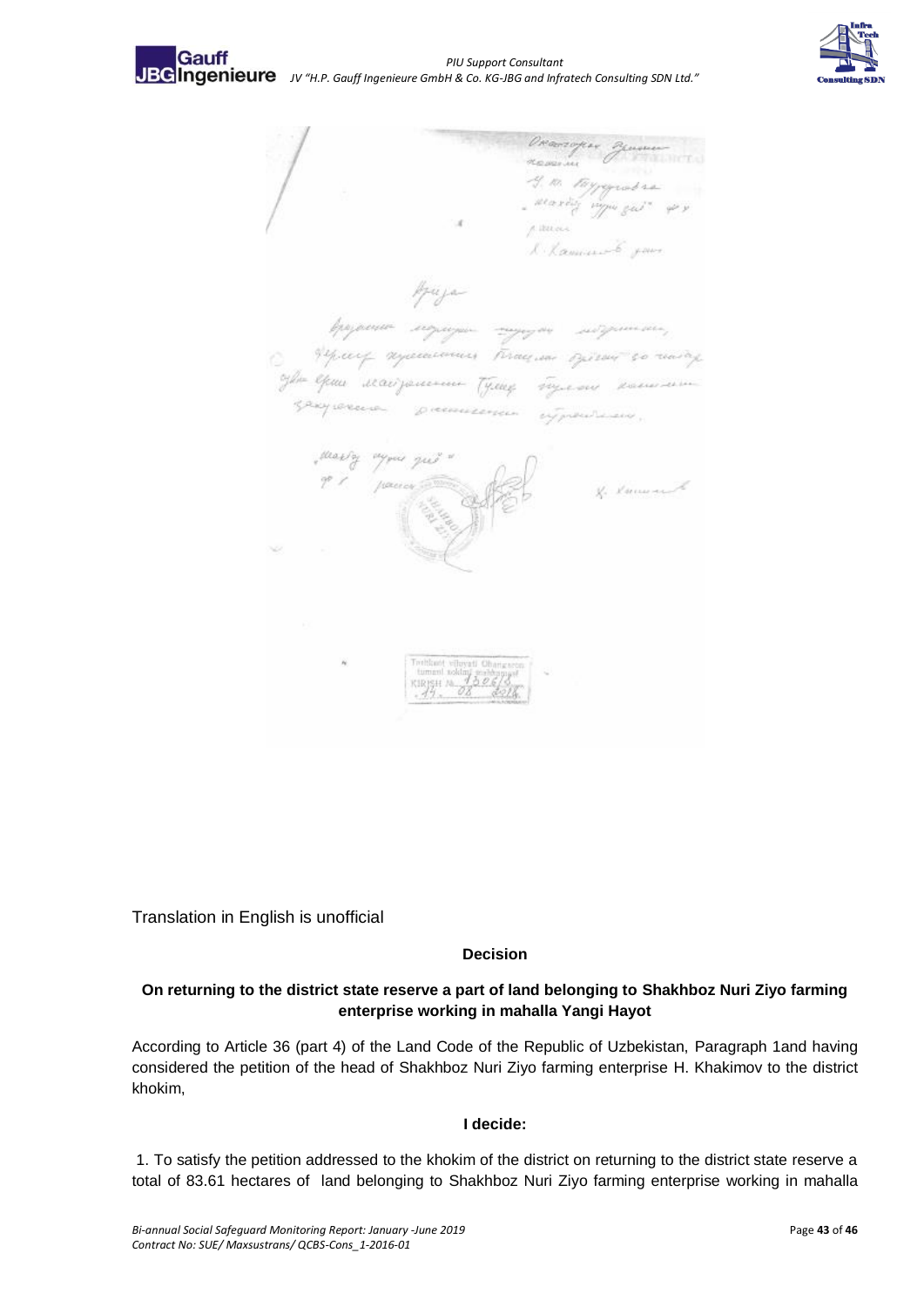Translation in English is unofficial

**Decision**

**On returning to the district state reserve a part of land belonging to Shakhboz Nuri Ziyo farming enterprise working in mahalla Yangi Hayot**

According to Article 36 (part 4) of the Land Code of the Republic of Uzbekistan, Paragraph 1and having considered the petition of the head of Shakhboz Nuri Ziyo farming enterprise H. Khakimov to the district khokim,

**I decide:**

1. To satisfy the petition addressed to the khokim of the district on returning to the district state reserve a total of 83.61 hectares of land belonging to Shakhboz Nuri Ziyo farming enterprise working in mahalla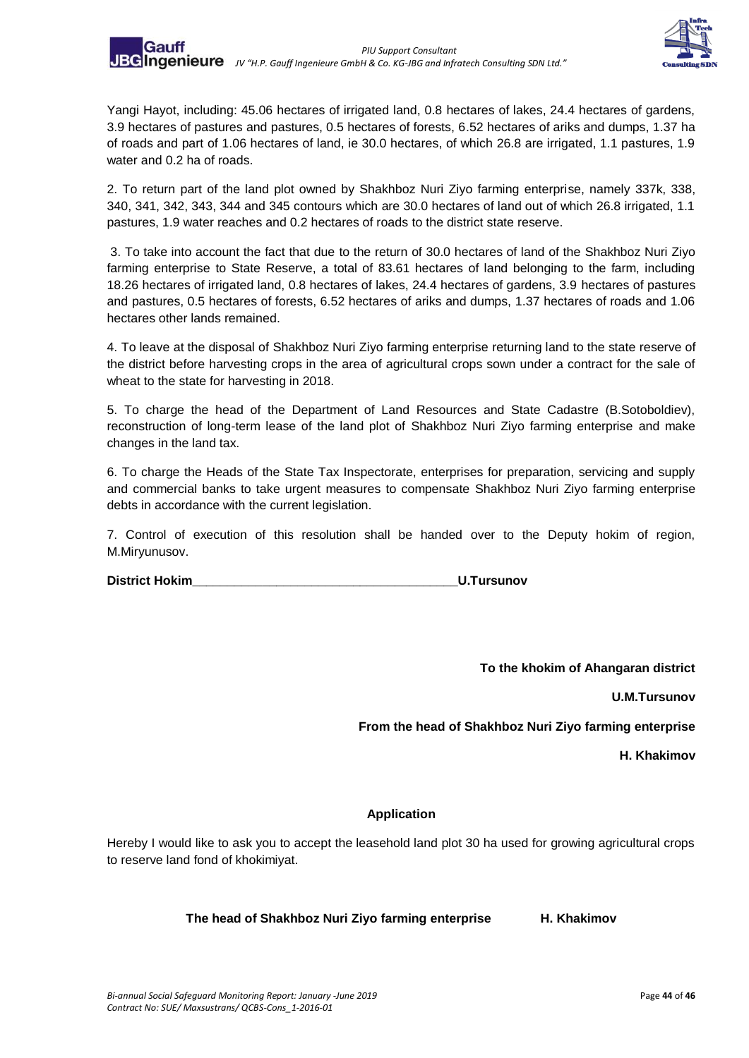Yangi Hayot, including: 45.06 hectares of irrigated land, 0.8 hectares of lakes, 24.4 hectares of gardens, 3.9 hectares of pastures and pastures, 0.5 hectares of forests, 6.52 hectares of ariks and dumps, 1.37 ha of roads and part of 1.06 hectares of land, ie 30.0 hectares, of which 26.8 are irrigated, 1.1 pastures, 1.9 water and 0.2 ha of roads.

2. To return part of the land plot owned by Shakhboz Nuri Ziyo farming enterprise, namely 337k, 338, 340, 341, 342, 343, 344 and 345 contours which are 30.0 hectares of land out of which 26.8 irrigated, 1.1 pastures, 1.9 water reaches and 0.2 hectares of roads to the district state reserve.

3. To take into account the fact that due to the return of 30.0 hectares of land of the Shakhboz Nuri Ziyo farming enterprise to State Reserve, a total of 83.61 hectares of land belonging to the farm, including 18.26 hectares of irrigated land, 0.8 hectares of lakes, 24.4 hectares of gardens, 3.9 hectares of pastures and pastures, 0.5 hectares of forests, 6.52 hectares of ariks and dumps, 1.37 hectares of roads and 1.06 hectares other lands remained.

4. To leave at the disposal of Shakhboz Nuri Ziyo farming enterprise returning land to the state reserve of the district before harvesting crops in the area of agricultural crops sown under a contract for the sale of wheat to the state for harvesting in 2018.

5. To charge the head of the Department of Land Resources and State Cadastre (B.Sotoboldiev), reconstruction of long-term lease of the land plot of Shakhboz Nuri Ziyo farming enterprise and make changes in the land tax.

6. To charge the Heads of the State Tax Inspectorate, enterprises for preparation, servicing and supply and commercial banks to take urgent measures to compensate Shakhboz Nuri Ziyo farming enterprise debts in accordance with the current legislation.

7. Control of execution of this resolution shall be handed over to the Deputy hokim of region, M.Miryunusov.

**District Hokim\_\_\_\_\_\_\_\_\_\_\_\_\_\_\_\_\_\_\_\_\_\_\_\_\_\_\_\_\_\_\_\_\_\_\_\_\_\_U.Tursunov**

**To the khokim of Ahangaran district**

**U.M.Tursunov**

**From the head of Shakhboz Nuri Ziyo farming enterprise**

**H. Khakimov**

**Application**

Hereby I would like to ask you to accept the leasehold land plot 30 ha used for growing agricultural crops to reserve land fond of khokimiyat.

**The head of Shakhboz Nuri Ziyo farming enterprise H. Khakimov**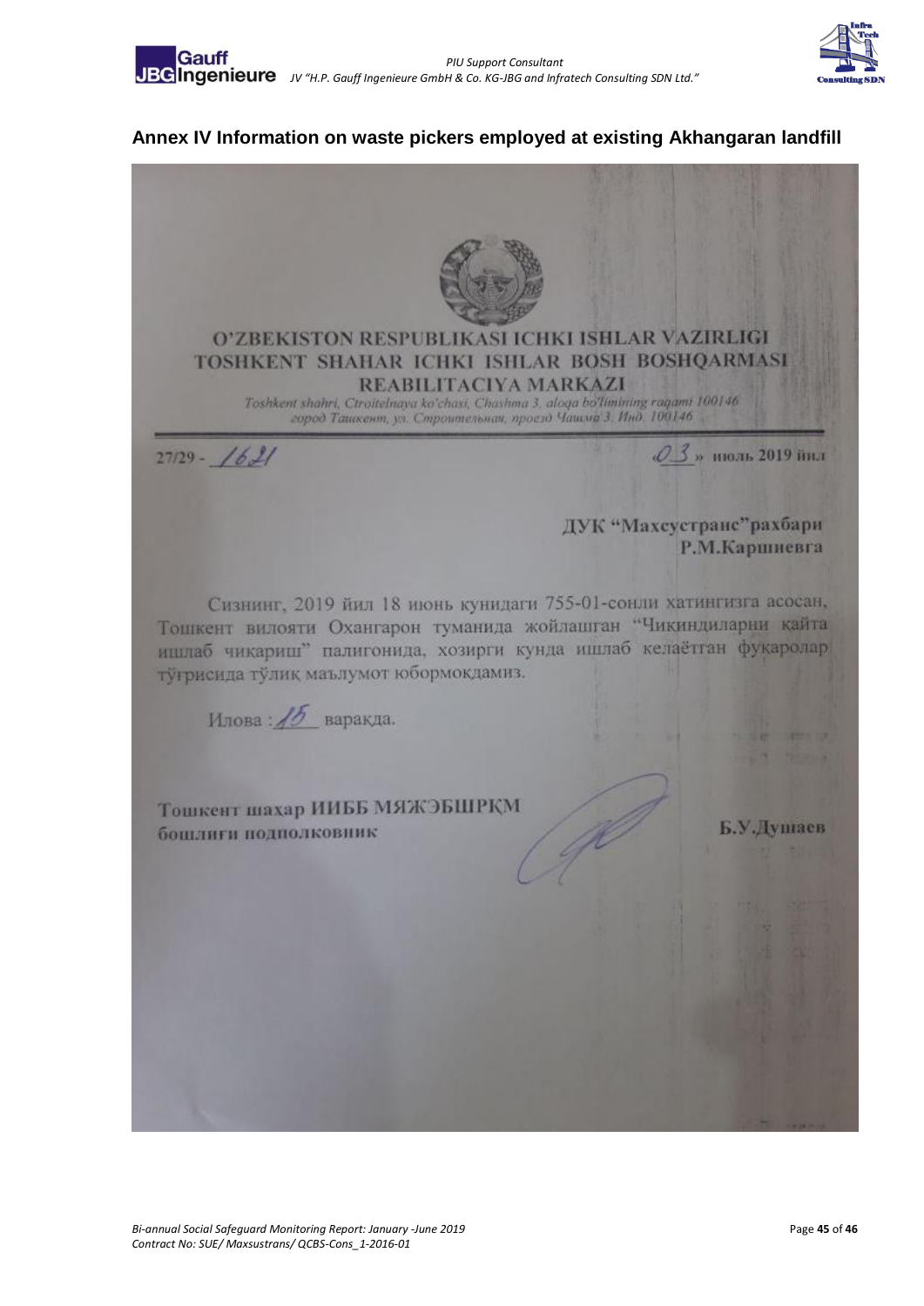## Annex IV Information on waste pickers employed at existing Akhangaran landfill

**O'ZBEKISTON RESPUBLIKASI ICHKI ISHLAR VAZIRLIGI**
**TOSHKENT SHAHAR ICHKI ISHLAR BOSH BOSHQARMASI**
**REABILITACIYA MARKAZI**

*Toshkent shahri, Ctroitelnaya ko'chasi, Chashma 3, aloqa bo'limining raqami 100146*
*город Ташкент, ул. Строительная, проезд Чашма 3, Инд. 100146*

27/29 - 1621

«03» июль 2019 йил

**ДУК "Махсустранс"рахбари**
**Р.М.Каршиевга**

Сизнинг, 2019 йил 18 июнь кунидаги 755-01-сонли хатингизга асосан, Тошкент вилояти Охангарон туманида жойлашган "Чикиндиларни қайта ишлаб чиқариш" палигонида, хозирги кунда ишлаб келаётган фуқаролар тўғрисида тўлиқ маълумот юбормокдамиз.

Илова : 15 варақда.

**Тошкент шахар ИИББ МЯЖЭБШРҚМ**
**бошлиғи подполковник**

**Б.У.Душаев**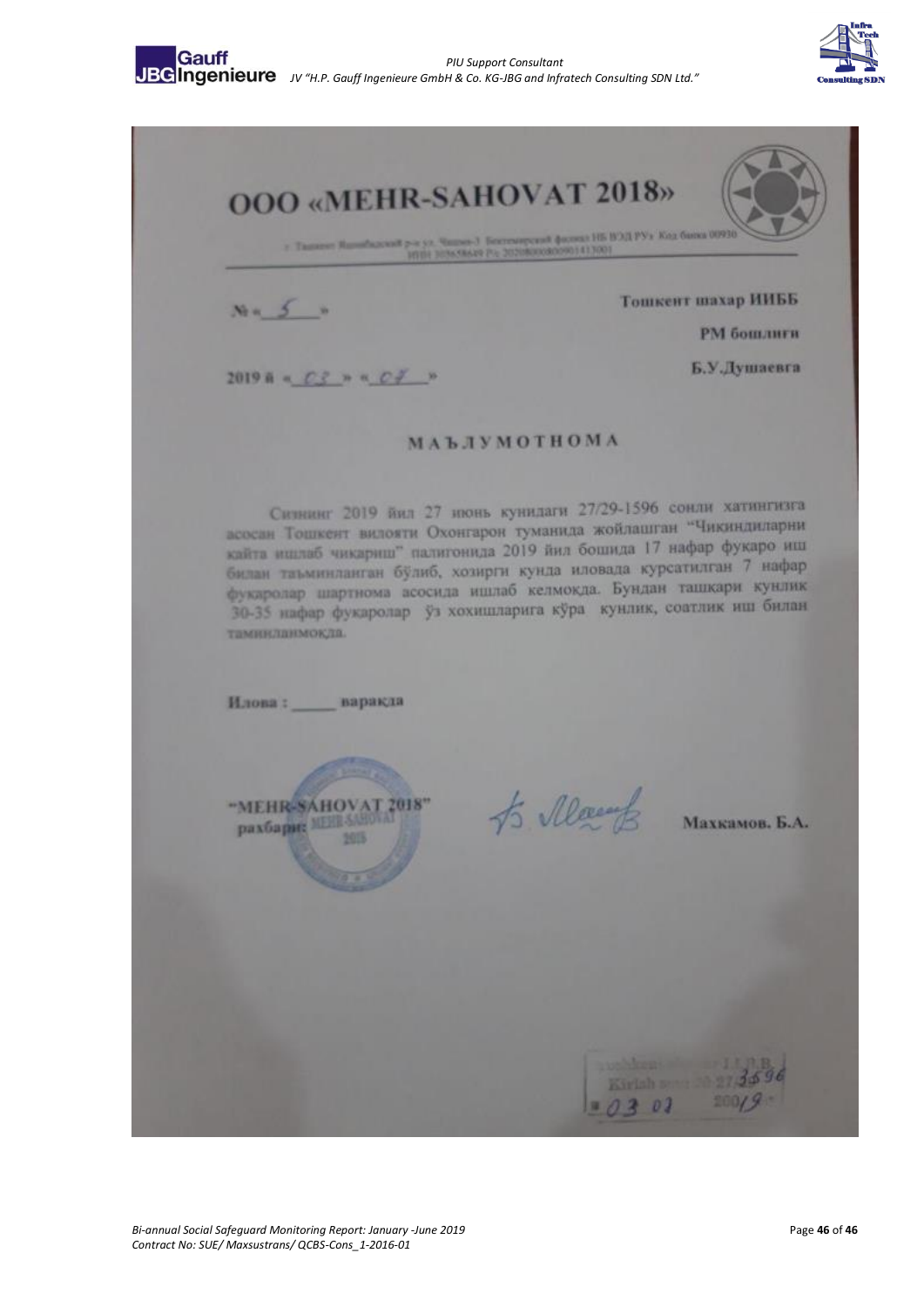# ООО «MEHR-SAHOVAT 2018»

Тошкент Яшнобод р-н ул. Чашма-3 Бектемирский филиал НБ ВЭД РУз Код банка 00930 ИНН 305658649 Р/с 20208000800901413001

№ « 5 »

2019 й « 03 » « 07 »

Тошкент шахар ИИББ

РМ бошлиги

Б.У.Душаевга

## МАЪЛУМОТНОМА

Сизнинг 2019 йил 27 июнь кунидаги 27/29-1596 сонли хатингизга асосан Тошкент вилояти Охонгарон туманида жойлашган "Чикиндиларни кайта ишлаб чикариш" палигонида 2019 йил бошида 17 нафар фукаро иш билан таъминланган бўлиб, хозирги кунда иловада курсатилган 7 нафар фукаролар шартнома асосида ишлаб келмокда. Бундан ташкари кунлик 30-35 нафар фукаролар ўз хохишларига кўра кунлик, соатлик иш билан таминланмокда.

Илова : _____ варакда

"MEHR-SAHOVAT 2018" рахбари:

Махкамов. Б.А.

Kirish № 27/3596 03 07 2019